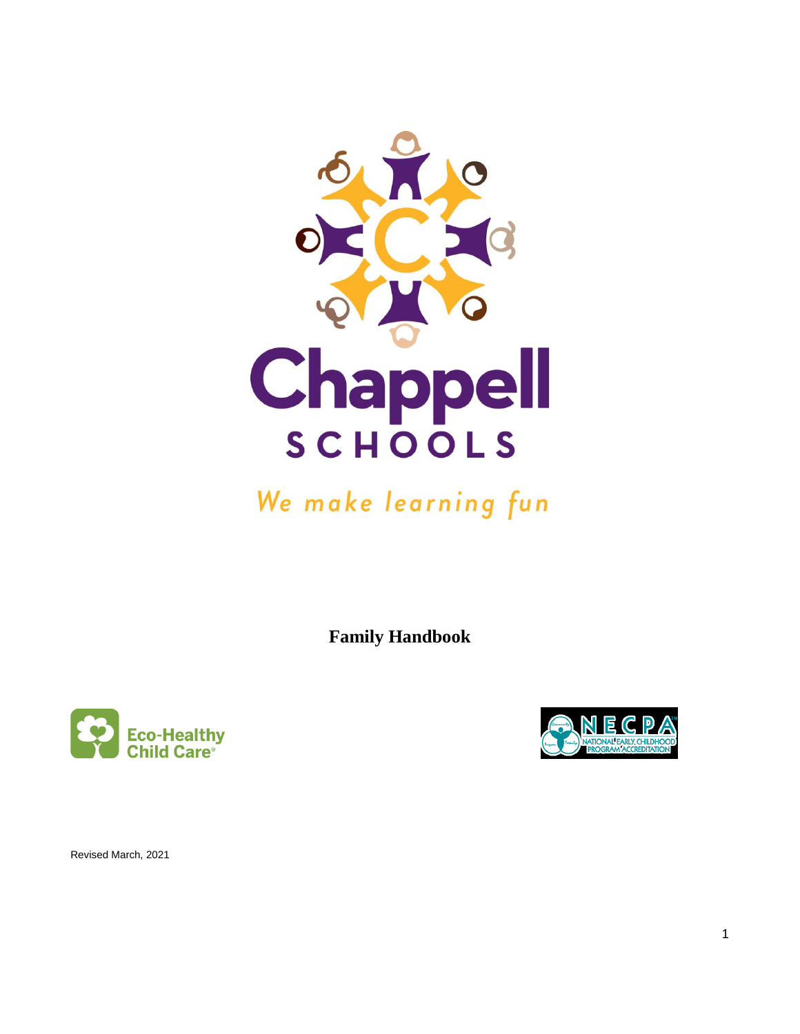# Chappell SCHOOLS

*We make learning fun*

**Family Handbook**

Eco-Healthy Child Care®

NECPA NATIONAL EARLY CHILDHOOD PROGRAM ACCREDITATION

Revised March, 2021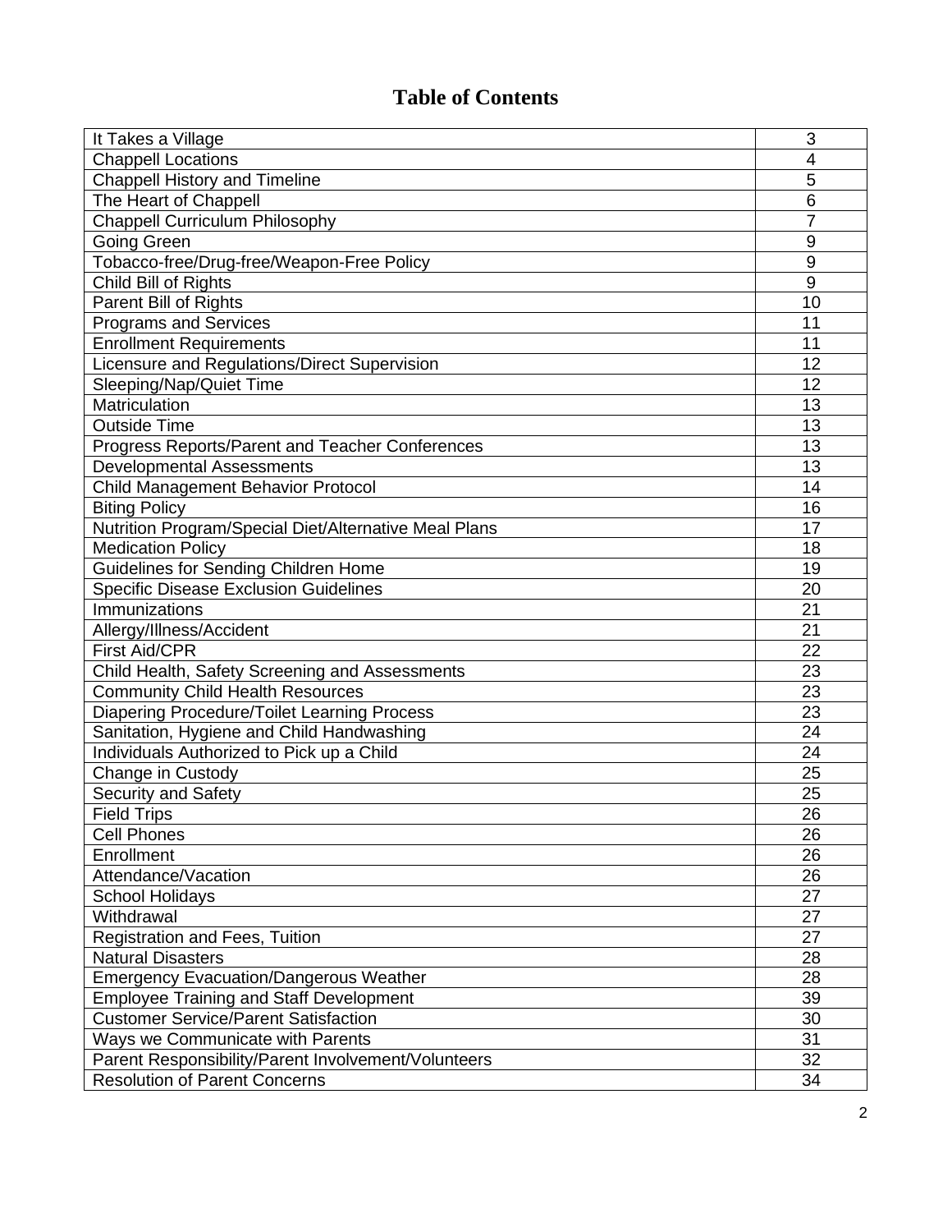# Table of Contents

| | |
|---|---|
| It Takes a Village | 3 |
| Chappell Locations | 4 |
| Chappell History and Timeline | 5 |
| The Heart of Chappell | 6 |
| Chappell Curriculum Philosophy | 7 |
| Going Green | 9 |
| Tobacco-free/Drug-free/Weapon-Free Policy | 9 |
| Child Bill of Rights | 9 |
| Parent Bill of Rights | 10 |
| Programs and Services | 11 |
| Enrollment Requirements | 11 |
| Licensure and Regulations/Direct Supervision | 12 |
| Sleeping/Nap/Quiet Time | 12 |
| Matriculation | 13 |
| Outside Time | 13 |
| Progress Reports/Parent and Teacher Conferences | 13 |
| Developmental Assessments | 13 |
| Child Management Behavior Protocol | 14 |
| Biting Policy | 16 |
| Nutrition Program/Special Diet/Alternative Meal Plans | 17 |
| Medication Policy | 18 |
| Guidelines for Sending Children Home | 19 |
| Specific Disease Exclusion Guidelines | 20 |
| Immunizations | 21 |
| Allergy/Illness/Accident | 21 |
| First Aid/CPR | 22 |
| Child Health, Safety Screening and Assessments | 23 |
| Community Child Health Resources | 23 |
| Diapering Procedure/Toilet Learning Process | 23 |
| Sanitation, Hygiene and Child Handwashing | 24 |
| Individuals Authorized to Pick up a Child | 24 |
| Change in Custody | 25 |
| Security and Safety | 25 |
| Field Trips | 26 |
| Cell Phones | 26 |
| Enrollment | 26 |
| Attendance/Vacation | 26 |
| School Holidays | 27 |
| Withdrawal | 27 |
| Registration and Fees, Tuition | 27 |
| Natural Disasters | 28 |
| Emergency Evacuation/Dangerous Weather | 28 |
| Employee Training and Staff Development | 39 |
| Customer Service/Parent Satisfaction | 30 |
| Ways we Communicate with Parents | 31 |
| Parent Responsibility/Parent Involvement/Volunteers | 32 |
| Resolution of Parent Concerns | 34 |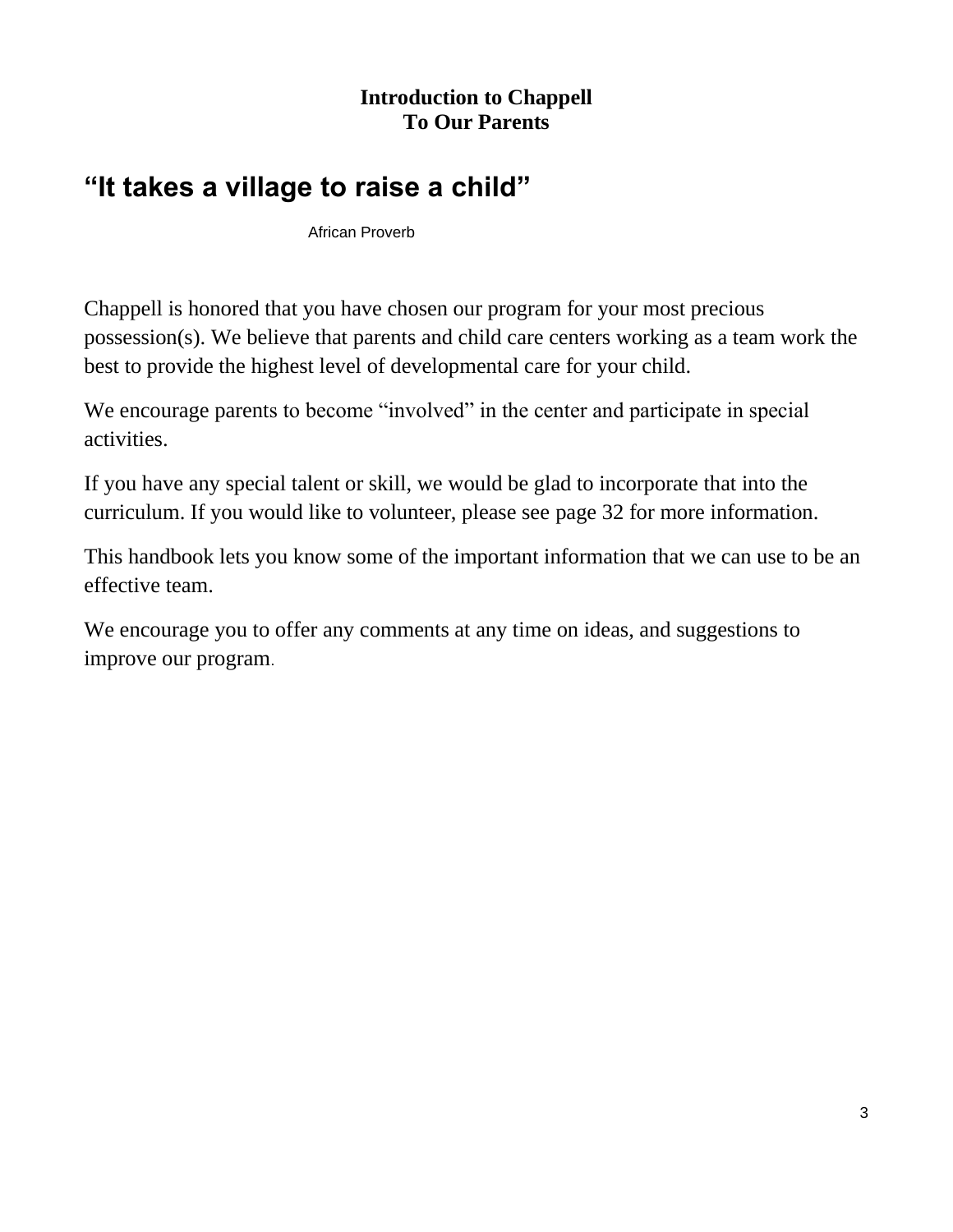**Introduction to Chappell**
**To Our Parents**

# "It takes a village to raise a child"

African Proverb

Chappell is honored that you have chosen our program for your most precious possession(s). We believe that parents and child care centers working as a team work the best to provide the highest level of developmental care for your child.

We encourage parents to become "involved" in the center and participate in special activities.

If you have any special talent or skill, we would be glad to incorporate that into the curriculum. If you would like to volunteer, please see page 32 for more information.

This handbook lets you know some of the important information that we can use to be an effective team.

We encourage you to offer any comments at any time on ideas, and suggestions to improve our program.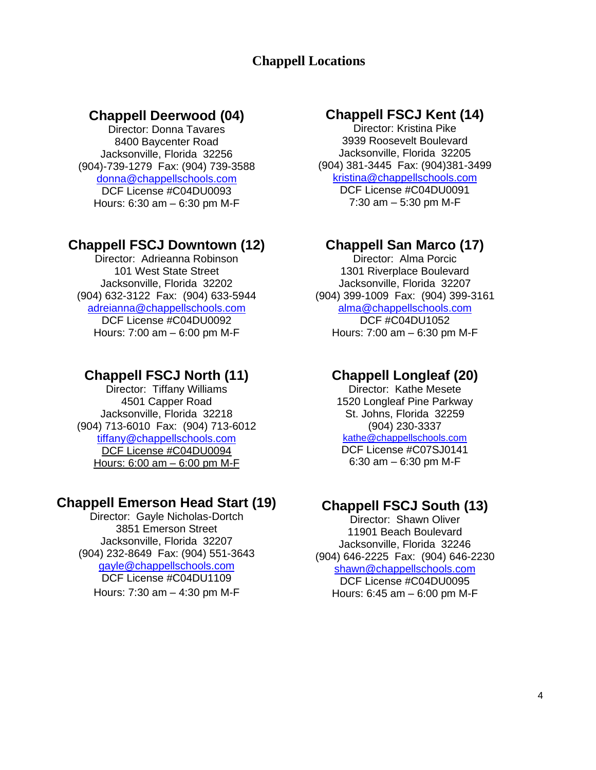# Chappell Locations

## Chappell Deerwood (04)

Director: Donna Tavares
8400 Baycenter Road
Jacksonville, Florida 32256
(904)-739-1279 Fax: (904) 739-3588
donna@chappellschools.com
DCF License #C04DU0093
Hours: 6:30 am – 6:30 pm M-F

## Chappell FSCJ Kent (14)

Director: Kristina Pike
3939 Roosevelt Boulevard
Jacksonville, Florida 32205
(904) 381-3445 Fax: (904)381-3499
kristina@chappellschools.com
DCF License #C04DU0091
7:30 am – 5:30 pm M-F

## Chappell FSCJ Downtown (12)

Director: Adrieanna Robinson
101 West State Street
Jacksonville, Florida 32202
(904) 632-3122 Fax: (904) 633-5944
adreianna@chappellschools.com
DCF License #C04DU0092
Hours: 7:00 am – 6:00 pm M-F

## Chappell San Marco (17)

Director: Alma Porcic
1301 Riverplace Boulevard
Jacksonville, Florida 32207
(904) 399-1009 Fax: (904) 399-3161
alma@chappellschools.com
DCF #C04DU1052
Hours: 7:00 am – 6:30 pm M-F

## Chappell FSCJ North (11)

Director: Tiffany Williams
4501 Capper Road
Jacksonville, Florida 32218
(904) 713-6010 Fax: (904) 713-6012
tiffany@chappellschools.com
DCF License #C04DU0094
Hours: 6:00 am – 6:00 pm M-F

## Chappell Longleaf (20)

Director: Kathe Mesete
1520 Longleaf Pine Parkway
St. Johns, Florida 32259
(904) 230-3337
kathe@chappellschools.com
DCF License #C07SJ0141
6:30 am – 6:30 pm M-F

## Chappell Emerson Head Start (19)

Director: Gayle Nicholas-Dortch
3851 Emerson Street
Jacksonville, Florida 32207
(904) 232-8649 Fax: (904) 551-3643
gayle@chappellschools.com
DCF License #C04DU1109
Hours: 7:30 am – 4:30 pm M-F

## Chappell FSCJ South (13)

Director: Shawn Oliver
11901 Beach Boulevard
Jacksonville, Florida 32246
(904) 646-2225 Fax: (904) 646-2230
shawn@chappellschools.com
DCF License #C04DU0095
Hours: 6:45 am – 6:00 pm M-F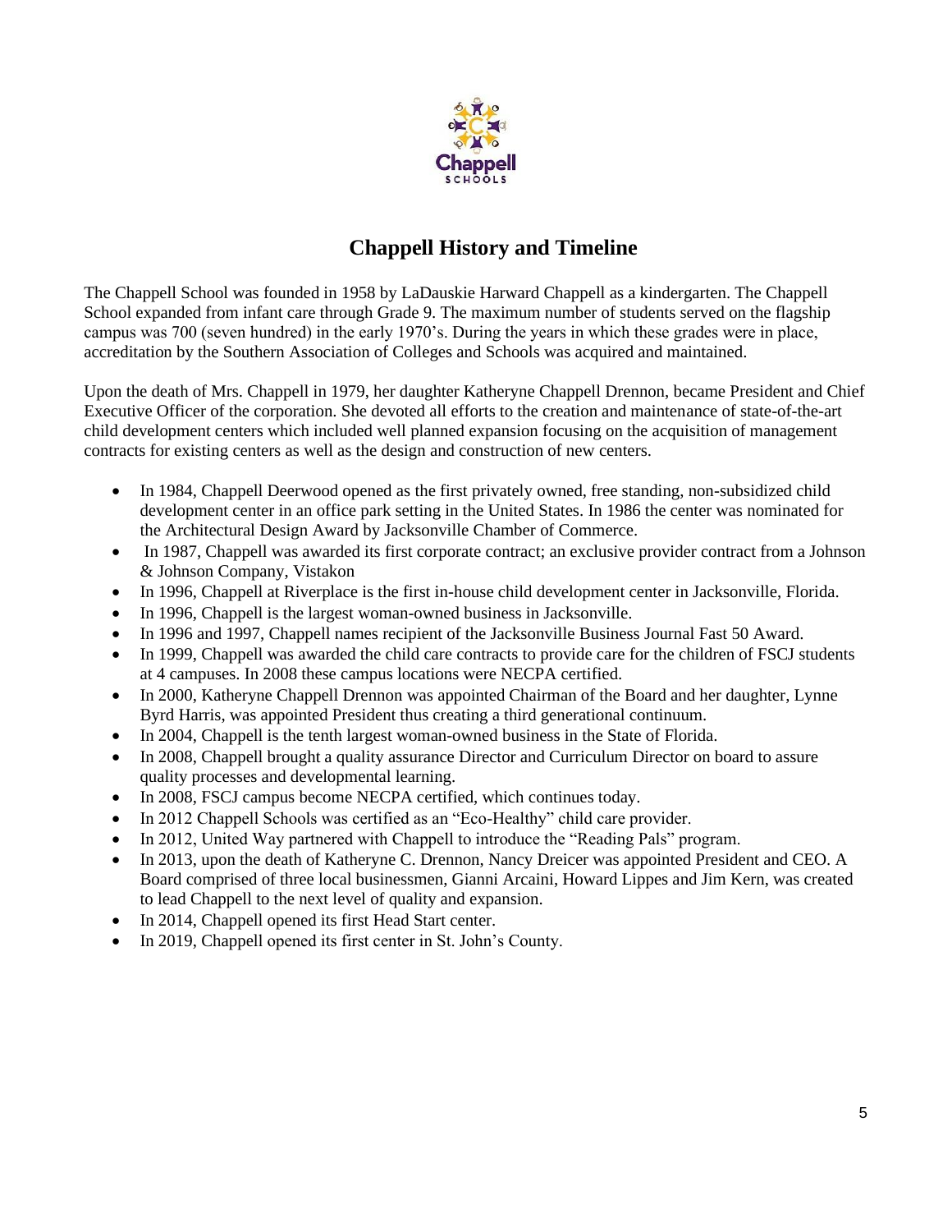# Chappell History and Timeline

The Chappell School was founded in 1958 by LaDauskie Harward Chappell as a kindergarten. The Chappell School expanded from infant care through Grade 9. The maximum number of students served on the flagship campus was 700 (seven hundred) in the early 1970's. During the years in which these grades were in place, accreditation by the Southern Association of Colleges and Schools was acquired and maintained.

Upon the death of Mrs. Chappell in 1979, her daughter Katheryne Chappell Drennon, became President and Chief Executive Officer of the corporation. She devoted all efforts to the creation and maintenance of state-of-the-art child development centers which included well planned expansion focusing on the acquisition of management contracts for existing centers as well as the design and construction of new centers.

- In 1984, Chappell Deerwood opened as the first privately owned, free standing, non-subsidized child development center in an office park setting in the United States. In 1986 the center was nominated for the Architectural Design Award by Jacksonville Chamber of Commerce.
- In 1987, Chappell was awarded its first corporate contract; an exclusive provider contract from a Johnson & Johnson Company, Vistakon
- In 1996, Chappell at Riverplace is the first in-house child development center in Jacksonville, Florida.
- In 1996, Chappell is the largest woman-owned business in Jacksonville.
- In 1996 and 1997, Chappell names recipient of the Jacksonville Business Journal Fast 50 Award.
- In 1999, Chappell was awarded the child care contracts to provide care for the children of FSCJ students at 4 campuses. In 2008 these campus locations were NECPA certified.
- In 2000, Katheryne Chappell Drennon was appointed Chairman of the Board and her daughter, Lynne Byrd Harris, was appointed President thus creating a third generational continuum.
- In 2004, Chappell is the tenth largest woman-owned business in the State of Florida.
- In 2008, Chappell brought a quality assurance Director and Curriculum Director on board to assure quality processes and developmental learning.
- In 2008, FSCJ campus become NECPA certified, which continues today.
- In 2012 Chappell Schools was certified as an "Eco-Healthy" child care provider.
- In 2012, United Way partnered with Chappell to introduce the "Reading Pals" program.
- In 2013, upon the death of Katheryne C. Drennon, Nancy Dreicer was appointed President and CEO. A Board comprised of three local businessmen, Gianni Arcaini, Howard Lippes and Jim Kern, was created to lead Chappell to the next level of quality and expansion.
- In 2014, Chappell opened its first Head Start center.
- In 2019, Chappell opened its first center in St. John's County.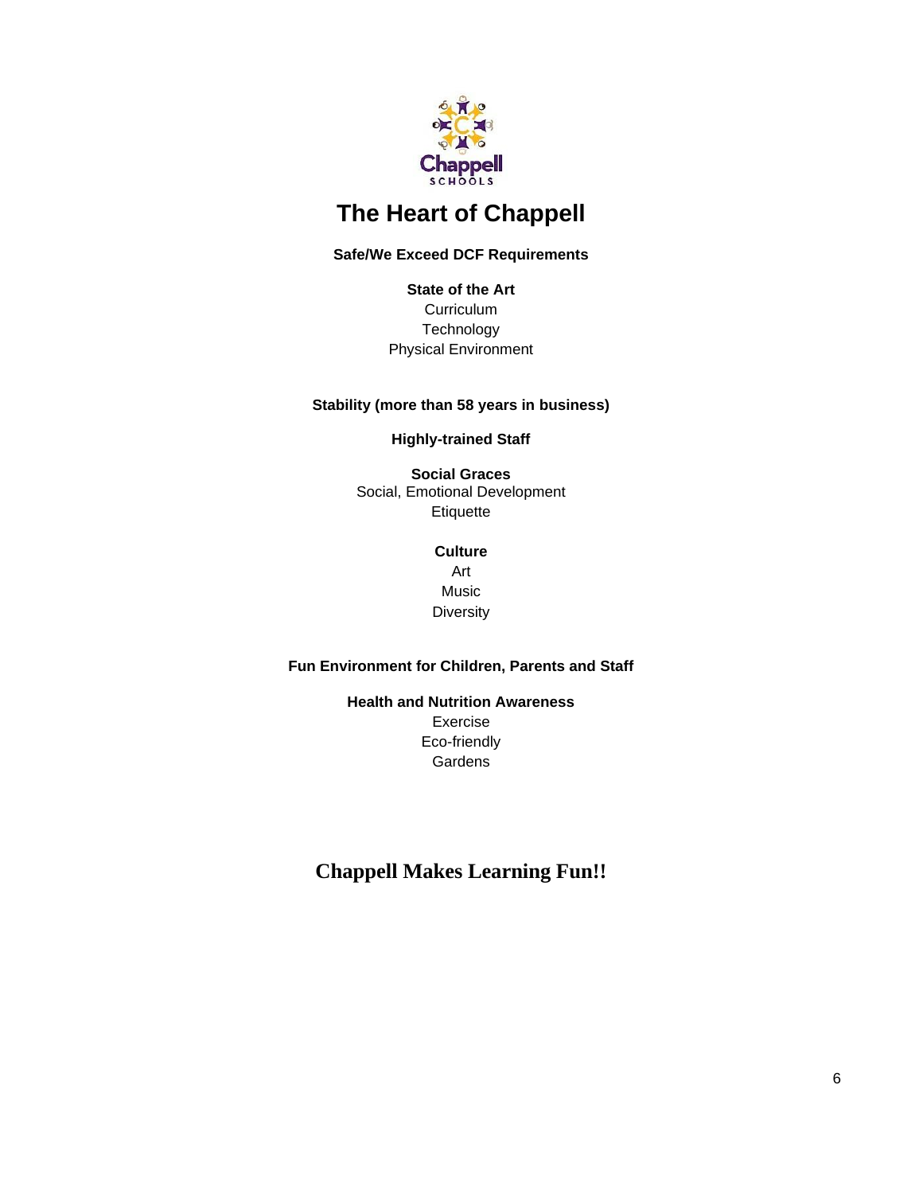# The Heart of Chappell

**Safe/We Exceed DCF Requirements**

**State of the Art**
Curriculum
Technology
Physical Environment

**Stability (more than 58 years in business)**

**Highly-trained Staff**

**Social Graces**
Social, Emotional Development
Etiquette

**Culture**
Art
Music
Diversity

**Fun Environment for Children, Parents and Staff**

**Health and Nutrition Awareness**
Exercise
Eco-friendly
Gardens

**Chappell Makes Learning Fun!!**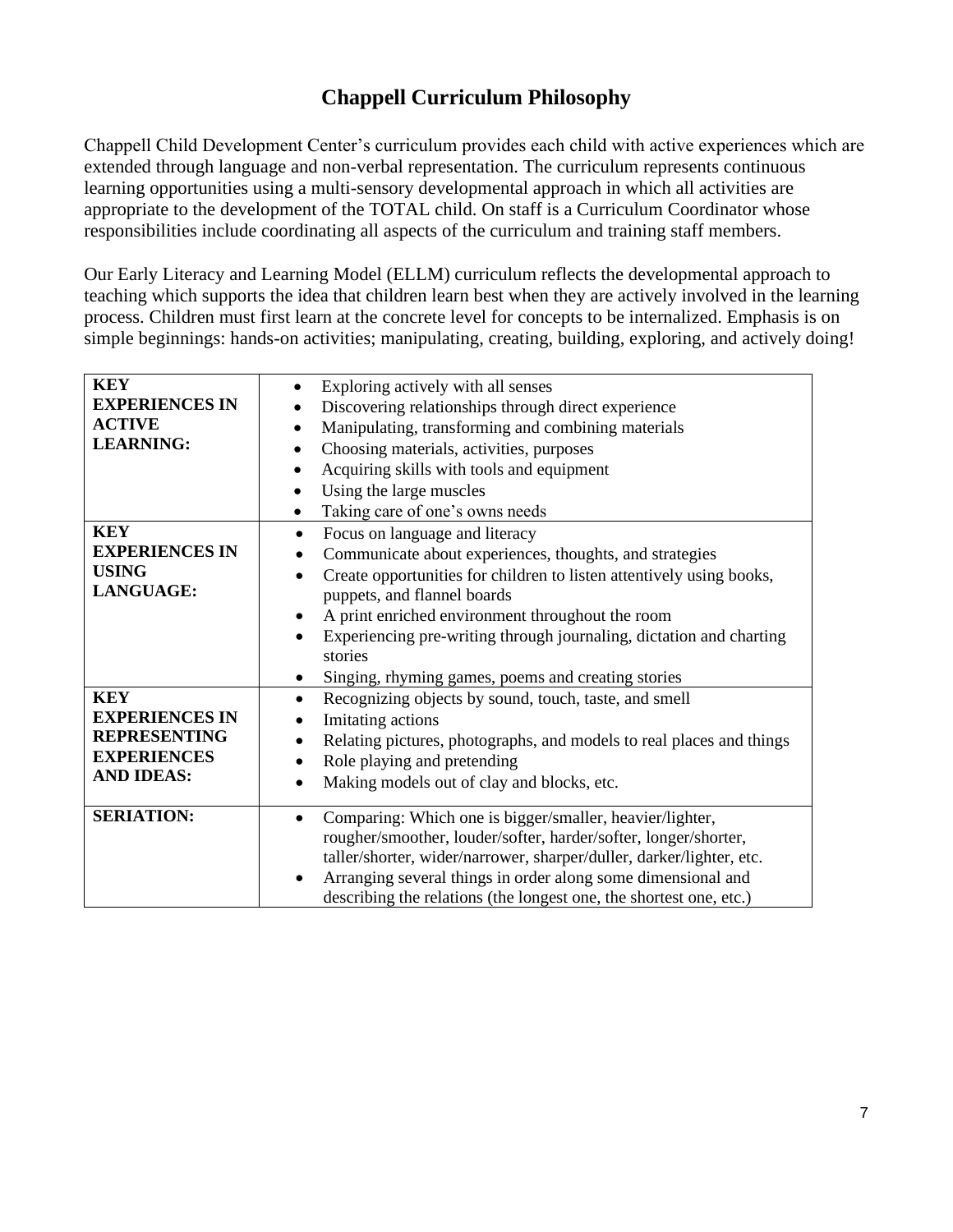# Chappell Curriculum Philosophy

Chappell Child Development Center's curriculum provides each child with active experiences which are extended through language and non-verbal representation. The curriculum represents continuous learning opportunities using a multi-sensory developmental approach in which all activities are appropriate to the development of the TOTAL child. On staff is a Curriculum Coordinator whose responsibilities include coordinating all aspects of the curriculum and training staff members.

Our Early Literacy and Learning Model (ELLM) curriculum reflects the developmental approach to teaching which supports the idea that children learn best when they are actively involved in the learning process. Children must first learn at the concrete level for concepts to be internalized. Emphasis is on simple beginnings: hands-on activities; manipulating, creating, building, exploring, and actively doing!

| | |
|---|---|
| **KEY EXPERIENCES IN ACTIVE LEARNING:** | • Exploring actively with all senses<br>• Discovering relationships through direct experience<br>• Manipulating, transforming and combining materials<br>• Choosing materials, activities, purposes<br>• Acquiring skills with tools and equipment<br>• Using the large muscles<br>• Taking care of one's owns needs |
| **KEY EXPERIENCES IN USING LANGUAGE:** | • Focus on language and literacy<br>• Communicate about experiences, thoughts, and strategies<br>• Create opportunities for children to listen attentively using books, puppets, and flannel boards<br>• A print enriched environment throughout the room<br>• Experiencing pre-writing through journaling, dictation and charting stories<br>• Singing, rhyming games, poems and creating stories |
| **KEY EXPERIENCES IN REPRESENTING EXPERIENCES AND IDEAS:** | • Recognizing objects by sound, touch, taste, and smell<br>• Imitating actions<br>• Relating pictures, photographs, and models to real places and things<br>• Role playing and pretending<br>• Making models out of clay and blocks, etc. |
| **SERIATION:** | • Comparing: Which one is bigger/smaller, heavier/lighter, rougher/smoother, louder/softer, harder/softer, longer/shorter, taller/shorter, wider/narrower, sharper/duller, darker/lighter, etc.<br>• Arranging several things in order along some dimensional and describing the relations (the longest one, the shortest one, etc.) |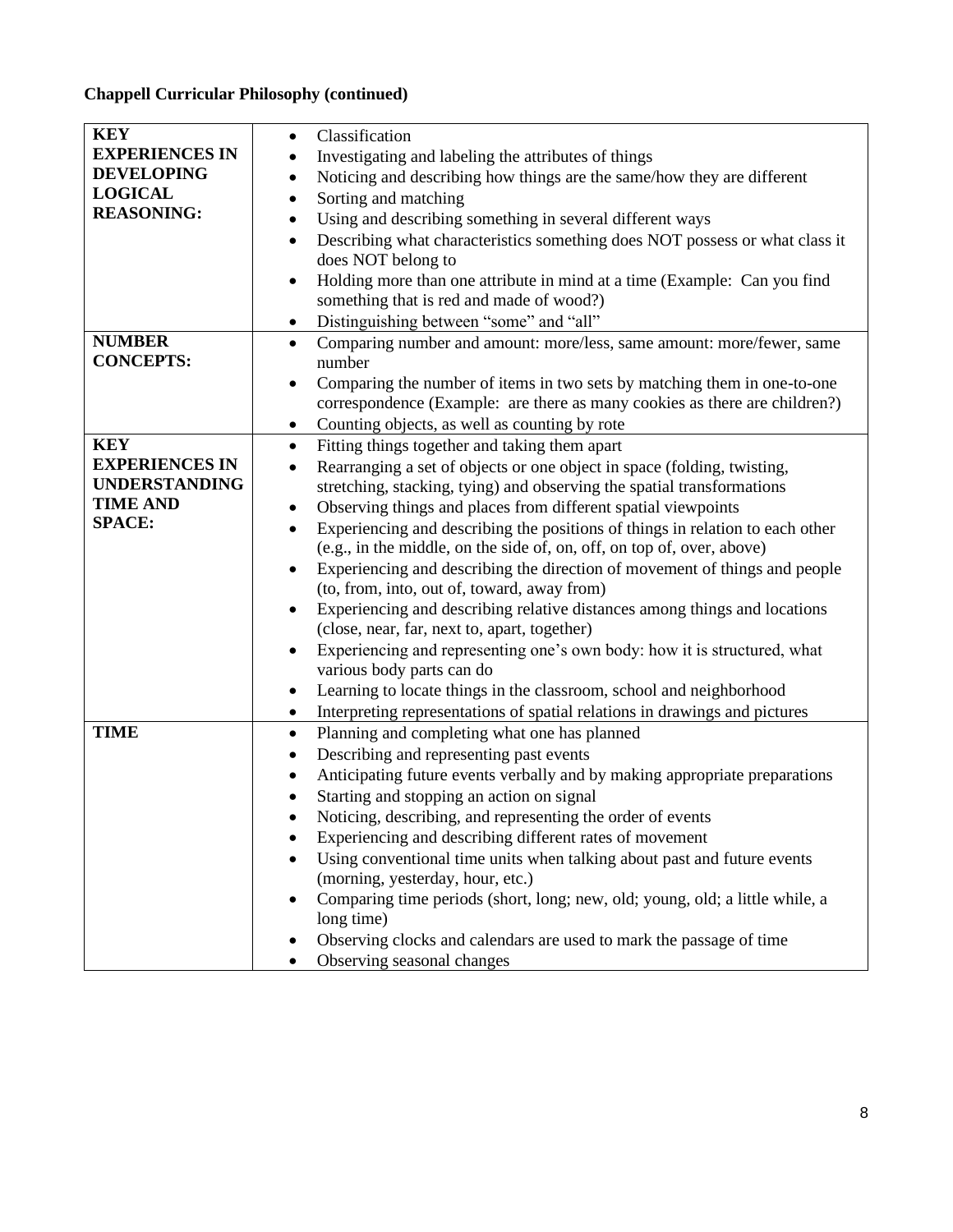**Chappell Curricular Philosophy (continued)**

| | |
|---|---|
| **KEY EXPERIENCES IN DEVELOPING LOGICAL REASONING:** | • Classification<br>• Investigating and labeling the attributes of things<br>• Noticing and describing how things are the same/how they are different<br>• Sorting and matching<br>• Using and describing something in several different ways<br>• Describing what characteristics something does NOT possess or what class it does NOT belong to<br>• Holding more than one attribute in mind at a time (Example: Can you find something that is red and made of wood?)<br>• Distinguishing between "some" and "all" |
| **NUMBER CONCEPTS:** | • Comparing number and amount: more/less, same amount: more/fewer, same number<br>• Comparing the number of items in two sets by matching them in one-to-one correspondence (Example: are there as many cookies as there are children?)<br>• Counting objects, as well as counting by rote |
| **KEY EXPERIENCES IN UNDERSTANDING TIME AND SPACE:** | • Fitting things together and taking them apart<br>• Rearranging a set of objects or one object in space (folding, twisting, stretching, stacking, tying) and observing the spatial transformations<br>• Observing things and places from different spatial viewpoints<br>• Experiencing and describing the positions of things in relation to each other (e.g., in the middle, on the side of, on, off, on top of, over, above)<br>• Experiencing and describing the direction of movement of things and people (to, from, into, out of, toward, away from)<br>• Experiencing and describing relative distances among things and locations (close, near, far, next to, apart, together)<br>• Experiencing and representing one's own body: how it is structured, what various body parts can do<br>• Learning to locate things in the classroom, school and neighborhood<br>• Interpreting representations of spatial relations in drawings and pictures |
| **TIME** | • Planning and completing what one has planned<br>• Describing and representing past events<br>• Anticipating future events verbally and by making appropriate preparations<br>• Starting and stopping an action on signal<br>• Noticing, describing, and representing the order of events<br>• Experiencing and describing different rates of movement<br>• Using conventional time units when talking about past and future events (morning, yesterday, hour, etc.)<br>• Comparing time periods (short, long; new, old; young, old; a little while, a long time)<br>• Observing clocks and calendars are used to mark the passage of time<br>• Observing seasonal changes |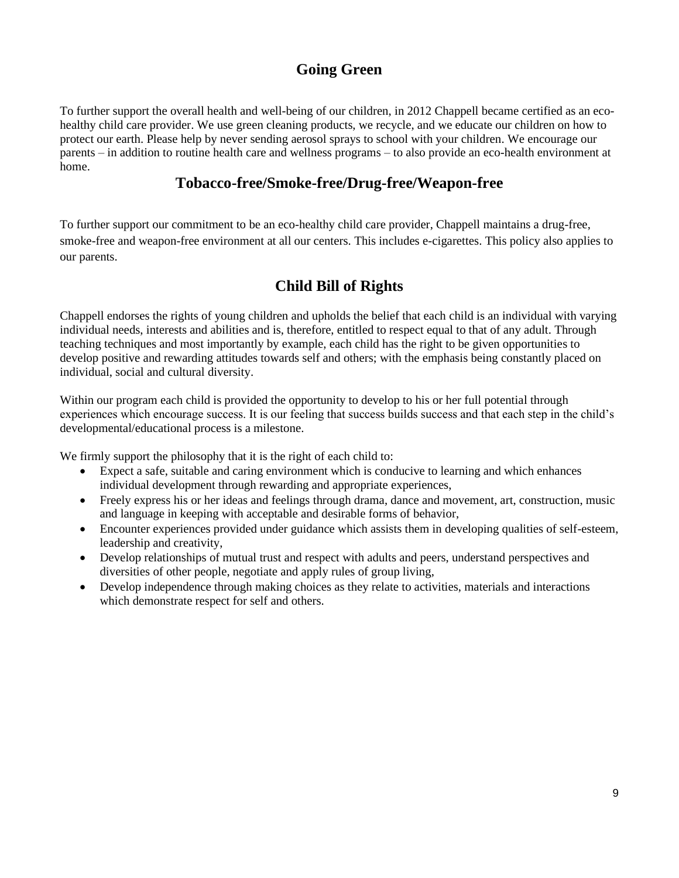## Going Green

To further support the overall health and well-being of our children, in 2012 Chappell became certified as an eco-healthy child care provider. We use green cleaning products, we recycle, and we educate our children on how to protect our earth. Please help by never sending aerosol sprays to school with your children. We encourage our parents – in addition to routine health care and wellness programs – to also provide an eco-health environment at home.

## Tobacco-free/Smoke-free/Drug-free/Weapon-free

To further support our commitment to be an eco-healthy child care provider, Chappell maintains a drug-free, smoke-free and weapon-free environment at all our centers. This includes e-cigarettes. This policy also applies to our parents.

## Child Bill of Rights

Chappell endorses the rights of young children and upholds the belief that each child is an individual with varying individual needs, interests and abilities and is, therefore, entitled to respect equal to that of any adult. Through teaching techniques and most importantly by example, each child has the right to be given opportunities to develop positive and rewarding attitudes towards self and others; with the emphasis being constantly placed on individual, social and cultural diversity.

Within our program each child is provided the opportunity to develop to his or her full potential through experiences which encourage success. It is our feeling that success builds success and that each step in the child's developmental/educational process is a milestone.

We firmly support the philosophy that it is the right of each child to:

- Expect a safe, suitable and caring environment which is conducive to learning and which enhances individual development through rewarding and appropriate experiences,
- Freely express his or her ideas and feelings through drama, dance and movement, art, construction, music and language in keeping with acceptable and desirable forms of behavior,
- Encounter experiences provided under guidance which assists them in developing qualities of self-esteem, leadership and creativity,
- Develop relationships of mutual trust and respect with adults and peers, understand perspectives and diversities of other people, negotiate and apply rules of group living,
- Develop independence through making choices as they relate to activities, materials and interactions which demonstrate respect for self and others.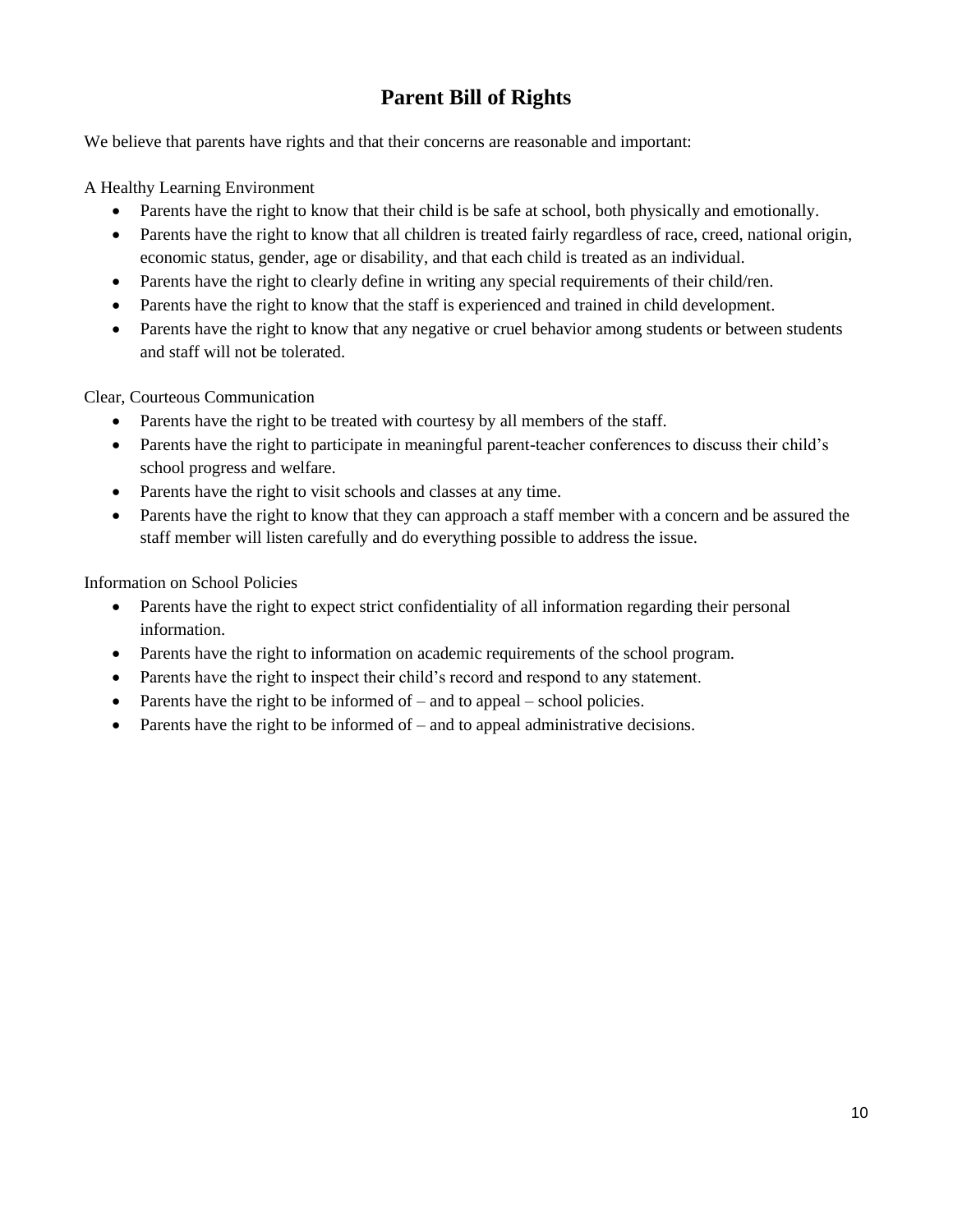# Parent Bill of Rights

We believe that parents have rights and that their concerns are reasonable and important:

A Healthy Learning Environment

- Parents have the right to know that their child is be safe at school, both physically and emotionally.
- Parents have the right to know that all children is treated fairly regardless of race, creed, national origin, economic status, gender, age or disability, and that each child is treated as an individual.
- Parents have the right to clearly define in writing any special requirements of their child/ren.
- Parents have the right to know that the staff is experienced and trained in child development.
- Parents have the right to know that any negative or cruel behavior among students or between students and staff will not be tolerated.

Clear, Courteous Communication

- Parents have the right to be treated with courtesy by all members of the staff.
- Parents have the right to participate in meaningful parent-teacher conferences to discuss their child's school progress and welfare.
- Parents have the right to visit schools and classes at any time.
- Parents have the right to know that they can approach a staff member with a concern and be assured the staff member will listen carefully and do everything possible to address the issue.

Information on School Policies

- Parents have the right to expect strict confidentiality of all information regarding their personal information.
- Parents have the right to information on academic requirements of the school program.
- Parents have the right to inspect their child's record and respond to any statement.
- Parents have the right to be informed of – and to appeal – school policies.
- Parents have the right to be informed of – and to appeal administrative decisions.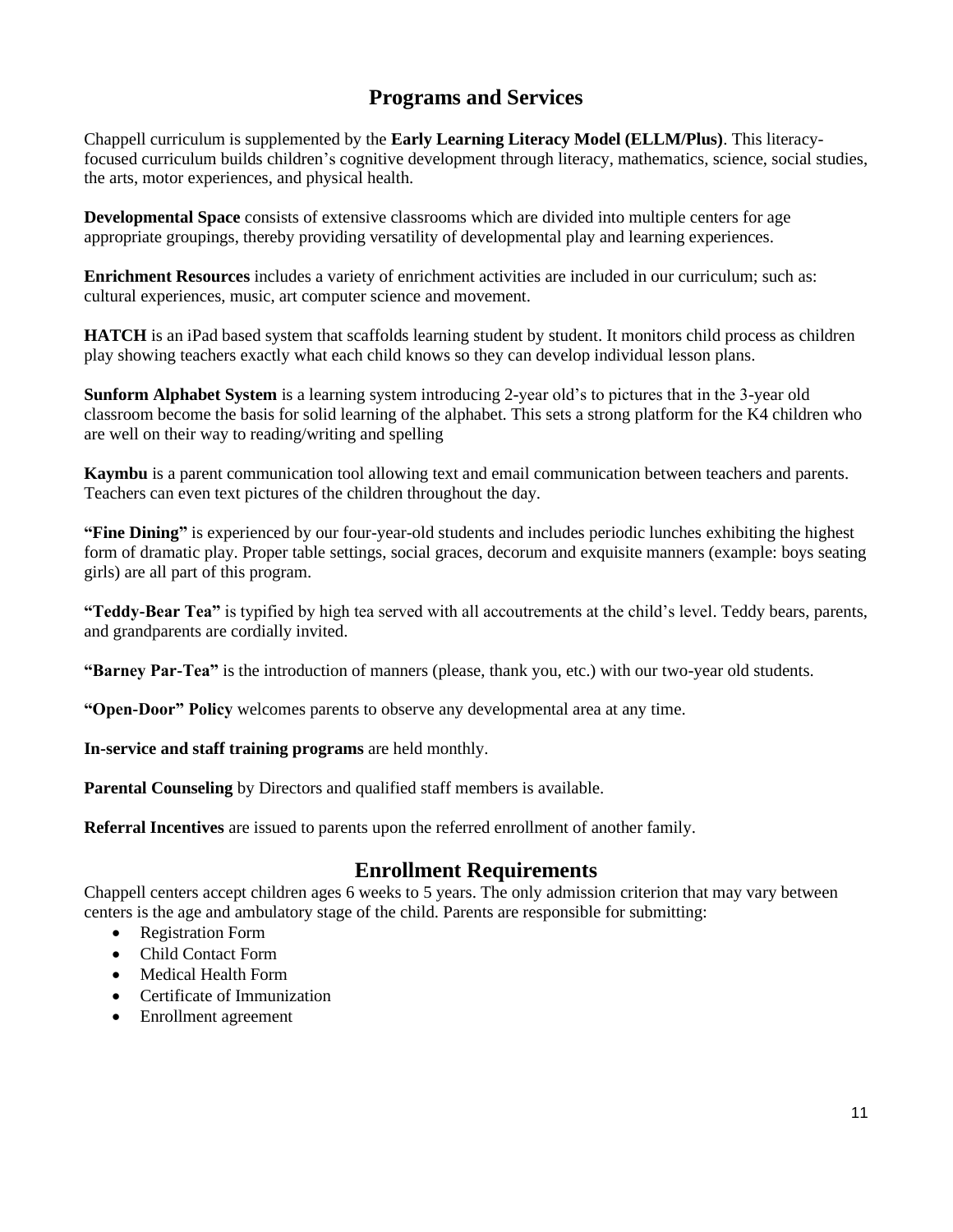## Programs and Services

Chappell curriculum is supplemented by the **Early Learning Literacy Model (ELLM/Plus)**. This literacy-focused curriculum builds children's cognitive development through literacy, mathematics, science, social studies, the arts, motor experiences, and physical health.

**Developmental Space** consists of extensive classrooms which are divided into multiple centers for age appropriate groupings, thereby providing versatility of developmental play and learning experiences.

**Enrichment Resources** includes a variety of enrichment activities are included in our curriculum; such as: cultural experiences, music, art computer science and movement.

**HATCH** is an iPad based system that scaffolds learning student by student. It monitors child process as children play showing teachers exactly what each child knows so they can develop individual lesson plans.

**Sunform Alphabet System** is a learning system introducing 2-year old's to pictures that in the 3-year old classroom become the basis for solid learning of the alphabet. This sets a strong platform for the K4 children who are well on their way to reading/writing and spelling

**Kaymbu** is a parent communication tool allowing text and email communication between teachers and parents. Teachers can even text pictures of the children throughout the day.

**"Fine Dining"** is experienced by our four-year-old students and includes periodic lunches exhibiting the highest form of dramatic play. Proper table settings, social graces, decorum and exquisite manners (example: boys seating girls) are all part of this program.

**"Teddy-Bear Tea"** is typified by high tea served with all accoutrements at the child's level. Teddy bears, parents, and grandparents are cordially invited.

**"Barney Par-Tea"** is the introduction of manners (please, thank you, etc.) with our two-year old students.

**"Open-Door" Policy** welcomes parents to observe any developmental area at any time.

**In-service and staff training programs** are held monthly.

**Parental Counseling** by Directors and qualified staff members is available.

**Referral Incentives** are issued to parents upon the referred enrollment of another family.

## Enrollment Requirements

Chappell centers accept children ages 6 weeks to 5 years. The only admission criterion that may vary between centers is the age and ambulatory stage of the child. Parents are responsible for submitting:

- Registration Form
- Child Contact Form
- Medical Health Form
- Certificate of Immunization
- Enrollment agreement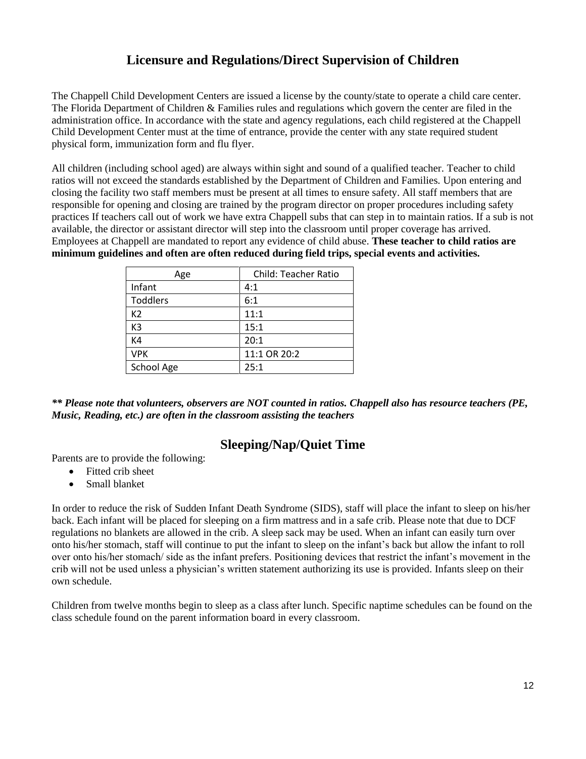## Licensure and Regulations/Direct Supervision of Children

The Chappell Child Development Centers are issued a license by the county/state to operate a child care center. The Florida Department of Children & Families rules and regulations which govern the center are filed in the administration office. In accordance with the state and agency regulations, each child registered at the Chappell Child Development Center must at the time of entrance, provide the center with any state required student physical form, immunization form and flu flyer.

All children (including school aged) are always within sight and sound of a qualified teacher. Teacher to child ratios will not exceed the standards established by the Department of Children and Families. Upon entering and closing the facility two staff members must be present at all times to ensure safety. All staff members that are responsible for opening and closing are trained by the program director on proper procedures including safety practices If teachers call out of work we have extra Chappell subs that can step in to maintain ratios. If a sub is not available, the director or assistant director will step into the classroom until proper coverage has arrived. Employees at Chappell are mandated to report any evidence of child abuse. **These teacher to child ratios are minimum guidelines and often are often reduced during field trips, special events and activities.**

| Age | Child: Teacher Ratio |
|---|---|
| Infant | 4:1 |
| Toddlers | 6:1 |
| K2 | 11:1 |
| K3 | 15:1 |
| K4 | 20:1 |
| VPK | 11:1 OR 20:2 |
| School Age | 25:1 |

***\*\* Please note that volunteers, observers are NOT counted in ratios. Chappell also has resource teachers (PE, Music, Reading, etc.) are often in the classroom assisting the teachers***

## Sleeping/Nap/Quiet Time

Parents are to provide the following:

- Fitted crib sheet
- Small blanket

In order to reduce the risk of Sudden Infant Death Syndrome (SIDS), staff will place the infant to sleep on his/her back. Each infant will be placed for sleeping on a firm mattress and in a safe crib. Please note that due to DCF regulations no blankets are allowed in the crib. A sleep sack may be used. When an infant can easily turn over onto his/her stomach, staff will continue to put the infant to sleep on the infant's back but allow the infant to roll over onto his/her stomach/ side as the infant prefers. Positioning devices that restrict the infant's movement in the crib will not be used unless a physician's written statement authorizing its use is provided. Infants sleep on their own schedule.

Children from twelve months begin to sleep as a class after lunch. Specific naptime schedules can be found on the class schedule found on the parent information board in every classroom.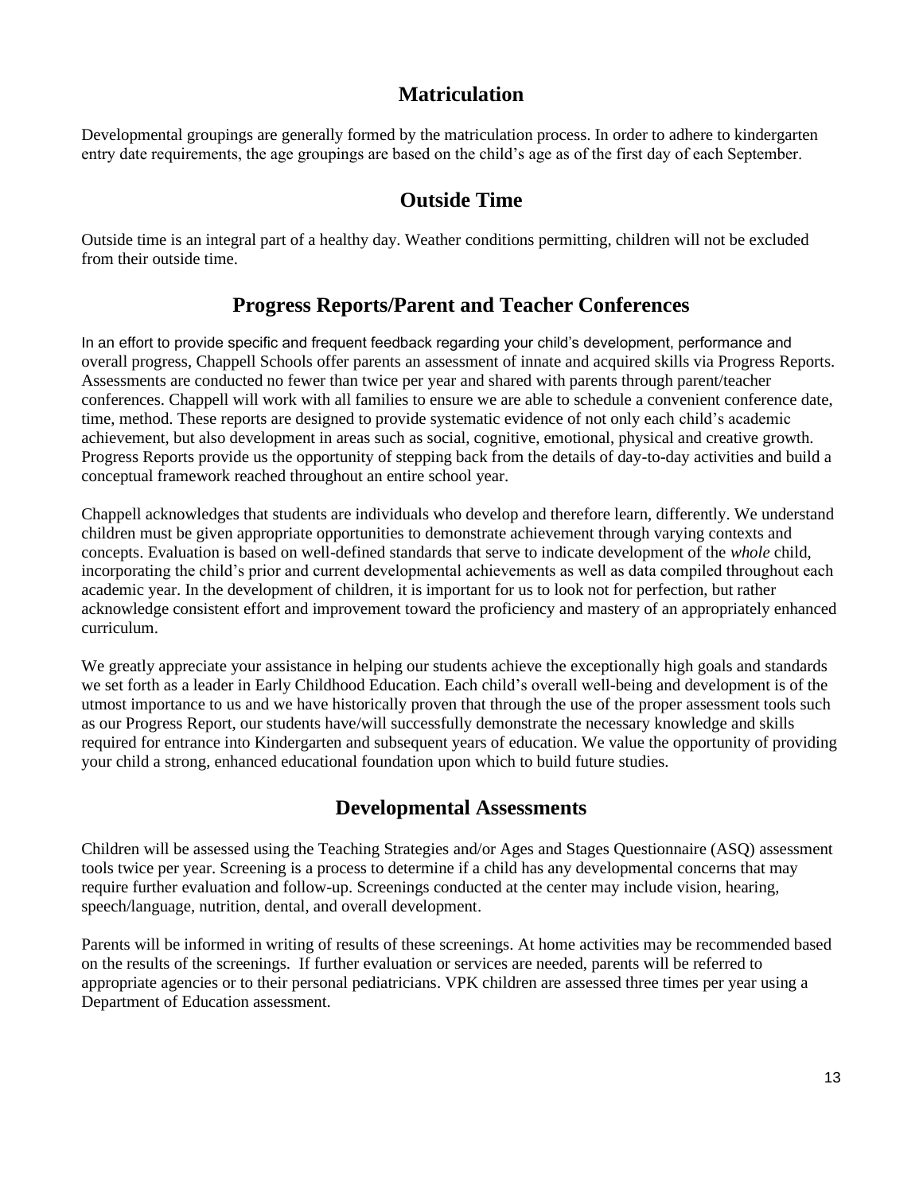## Matriculation

Developmental groupings are generally formed by the matriculation process. In order to adhere to kindergarten entry date requirements, the age groupings are based on the child's age as of the first day of each September.

## Outside Time

Outside time is an integral part of a healthy day. Weather conditions permitting, children will not be excluded from their outside time.

## Progress Reports/Parent and Teacher Conferences

In an effort to provide specific and frequent feedback regarding your child's development, performance and overall progress, Chappell Schools offer parents an assessment of innate and acquired skills via Progress Reports. Assessments are conducted no fewer than twice per year and shared with parents through parent/teacher conferences. Chappell will work with all families to ensure we are able to schedule a convenient conference date, time, method. These reports are designed to provide systematic evidence of not only each child's academic achievement, but also development in areas such as social, cognitive, emotional, physical and creative growth. Progress Reports provide us the opportunity of stepping back from the details of day-to-day activities and build a conceptual framework reached throughout an entire school year.

Chappell acknowledges that students are individuals who develop and therefore learn, differently. We understand children must be given appropriate opportunities to demonstrate achievement through varying contexts and concepts. Evaluation is based on well-defined standards that serve to indicate development of the *whole* child, incorporating the child's prior and current developmental achievements as well as data compiled throughout each academic year. In the development of children, it is important for us to look not for perfection, but rather acknowledge consistent effort and improvement toward the proficiency and mastery of an appropriately enhanced curriculum.

We greatly appreciate your assistance in helping our students achieve the exceptionally high goals and standards we set forth as a leader in Early Childhood Education. Each child's overall well-being and development is of the utmost importance to us and we have historically proven that through the use of the proper assessment tools such as our Progress Report, our students have/will successfully demonstrate the necessary knowledge and skills required for entrance into Kindergarten and subsequent years of education. We value the opportunity of providing your child a strong, enhanced educational foundation upon which to build future studies.

## Developmental Assessments

Children will be assessed using the Teaching Strategies and/or Ages and Stages Questionnaire (ASQ) assessment tools twice per year. Screening is a process to determine if a child has any developmental concerns that may require further evaluation and follow-up. Screenings conducted at the center may include vision, hearing, speech/language, nutrition, dental, and overall development.

Parents will be informed in writing of results of these screenings. At home activities may be recommended based on the results of the screenings. If further evaluation or services are needed, parents will be referred to appropriate agencies or to their personal pediatricians. VPK children are assessed three times per year using a Department of Education assessment.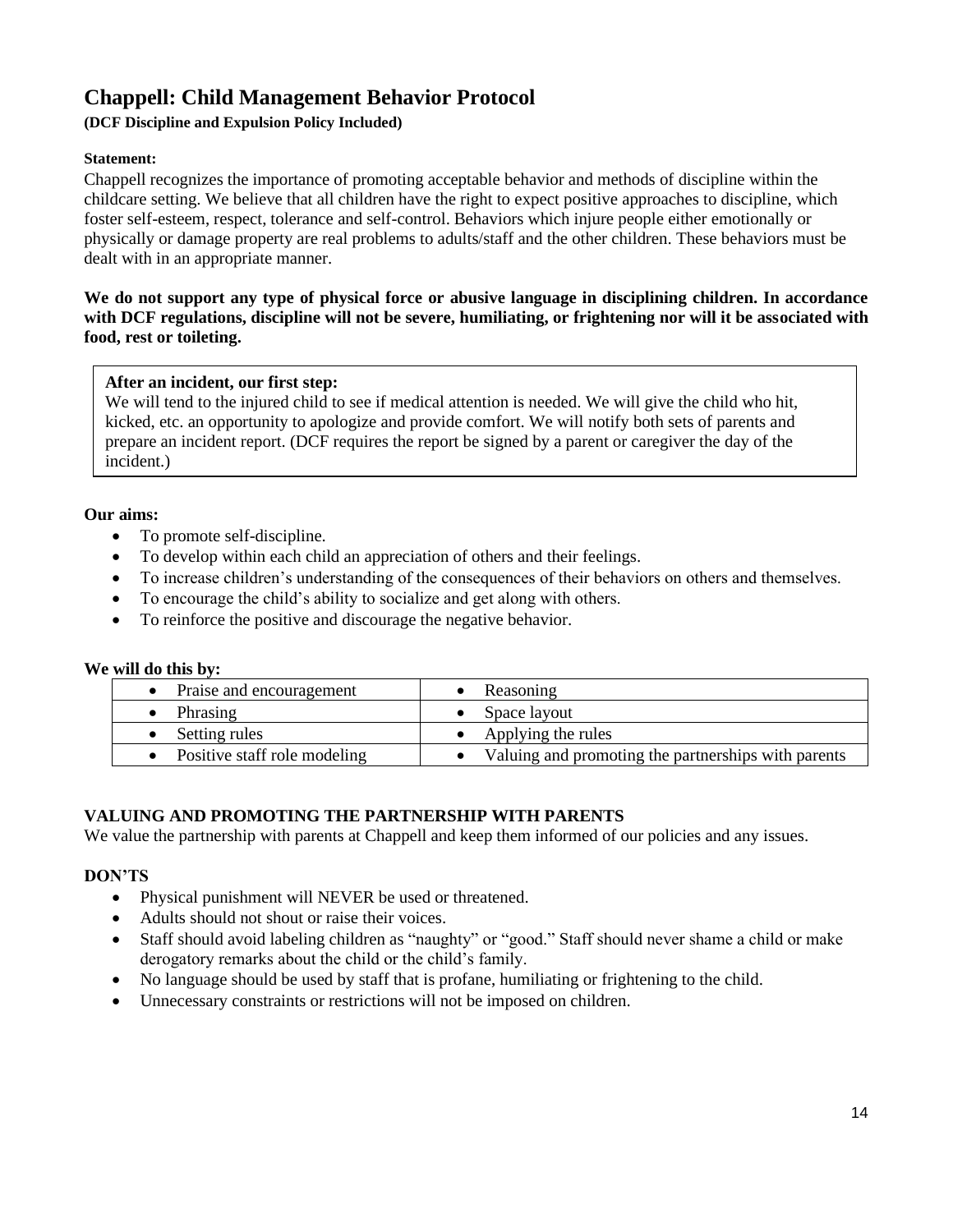# Chappell: Child Management Behavior Protocol

**(DCF Discipline and Expulsion Policy Included)**

**Statement:**

Chappell recognizes the importance of promoting acceptable behavior and methods of discipline within the childcare setting. We believe that all children have the right to expect positive approaches to discipline, which foster self-esteem, respect, tolerance and self-control. Behaviors which injure people either emotionally or physically or damage property are real problems to adults/staff and the other children. These behaviors must be dealt with in an appropriate manner.

**We do not support any type of physical force or abusive language in disciplining children. In accordance with DCF regulations, discipline will not be severe, humiliating, or frightening nor will it be associated with food, rest or toileting.**

**After an incident, our first step:**

We will tend to the injured child to see if medical attention is needed. We will give the child who hit, kicked, etc. an opportunity to apologize and provide comfort. We will notify both sets of parents and prepare an incident report. (DCF requires the report be signed by a parent or caregiver the day of the incident.)

**Our aims:**

- To promote self-discipline.
- To develop within each child an appreciation of others and their feelings.
- To increase children's understanding of the consequences of their behaviors on others and themselves.
- To encourage the child's ability to socialize and get along with others.
- To reinforce the positive and discourage the negative behavior.

**We will do this by:**

| | |
|---|---|
| • Praise and encouragement | • Reasoning |
| • Phrasing | • Space layout |
| • Setting rules | • Applying the rules |
| • Positive staff role modeling | • Valuing and promoting the partnerships with parents |

**VALUING AND PROMOTING THE PARTNERSHIP WITH PARENTS**

We value the partnership with parents at Chappell and keep them informed of our policies and any issues.

**DON'TS**

- Physical punishment will NEVER be used or threatened.
- Adults should not shout or raise their voices.
- Staff should avoid labeling children as "naughty" or "good." Staff should never shame a child or make derogatory remarks about the child or the child's family.
- No language should be used by staff that is profane, humiliating or frightening to the child.
- Unnecessary constraints or restrictions will not be imposed on children.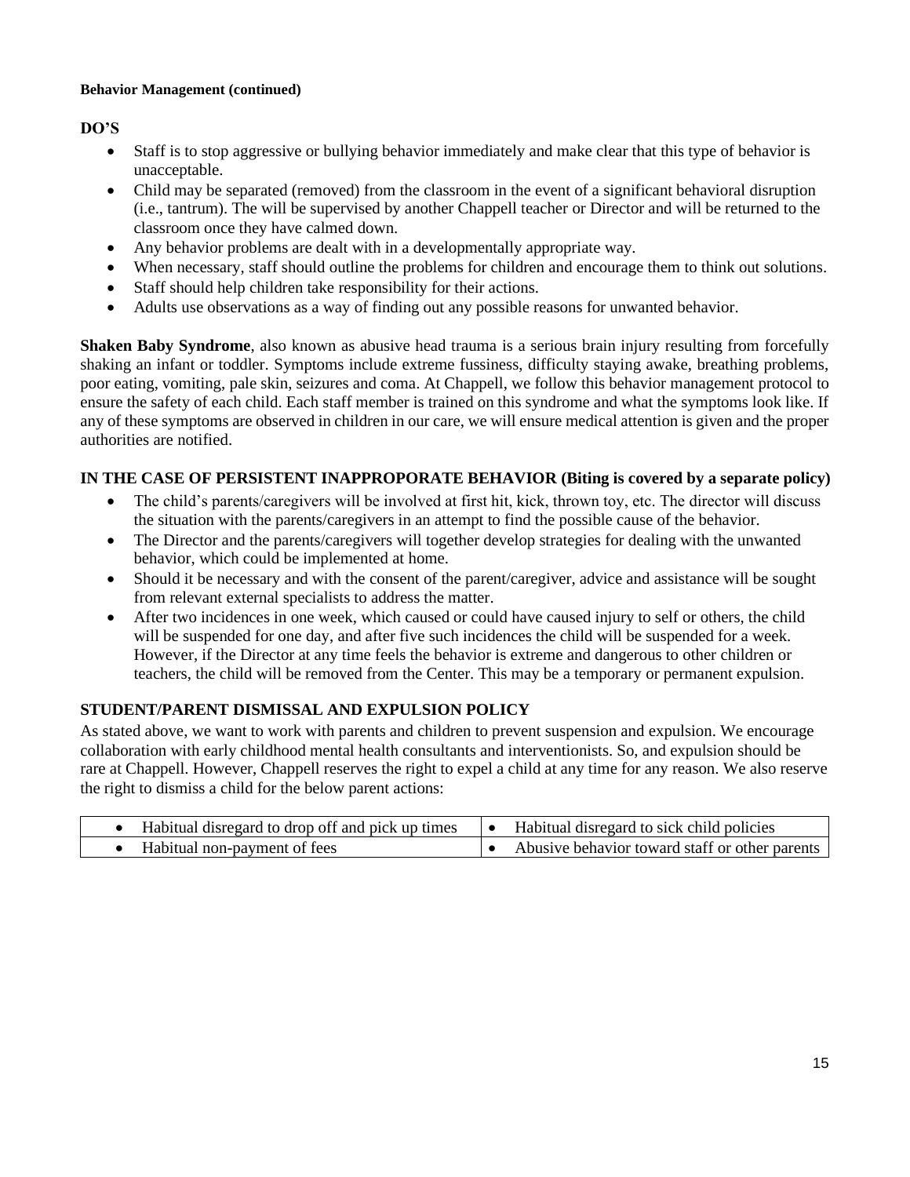**Behavior Management (continued)**

**DO'S**

- Staff is to stop aggressive or bullying behavior immediately and make clear that this type of behavior is unacceptable.
- Child may be separated (removed) from the classroom in the event of a significant behavioral disruption (i.e., tantrum). The will be supervised by another Chappell teacher or Director and will be returned to the classroom once they have calmed down.
- Any behavior problems are dealt with in a developmentally appropriate way.
- When necessary, staff should outline the problems for children and encourage them to think out solutions.
- Staff should help children take responsibility for their actions.
- Adults use observations as a way of finding out any possible reasons for unwanted behavior.

**Shaken Baby Syndrome**, also known as abusive head trauma is a serious brain injury resulting from forcefully shaking an infant or toddler. Symptoms include extreme fussiness, difficulty staying awake, breathing problems, poor eating, vomiting, pale skin, seizures and coma. At Chappell, we follow this behavior management protocol to ensure the safety of each child. Each staff member is trained on this syndrome and what the symptoms look like. If any of these symptoms are observed in children in our care, we will ensure medical attention is given and the proper authorities are notified.

**IN THE CASE OF PERSISTENT INAPPROPORATE BEHAVIOR (Biting is covered by a separate policy)**

- The child's parents/caregivers will be involved at first hit, kick, thrown toy, etc. The director will discuss the situation with the parents/caregivers in an attempt to find the possible cause of the behavior.
- The Director and the parents/caregivers will together develop strategies for dealing with the unwanted behavior, which could be implemented at home.
- Should it be necessary and with the consent of the parent/caregiver, advice and assistance will be sought from relevant external specialists to address the matter.
- After two incidences in one week, which caused or could have caused injury to self or others, the child will be suspended for one day, and after five such incidences the child will be suspended for a week. However, if the Director at any time feels the behavior is extreme and dangerous to other children or teachers, the child will be removed from the Center. This may be a temporary or permanent expulsion.

**STUDENT/PARENT DISMISSAL AND EXPULSION POLICY**

As stated above, we want to work with parents and children to prevent suspension and expulsion. We encourage collaboration with early childhood mental health consultants and interventionists. So, and expulsion should be rare at Chappell. However, Chappell reserves the right to expel a child at any time for any reason. We also reserve the right to dismiss a child for the below parent actions:

| | |
|---|---|
| • Habitual disregard to drop off and pick up times | • Habitual disregard to sick child policies |
| • Habitual non-payment of fees | • Abusive behavior toward staff or other parents |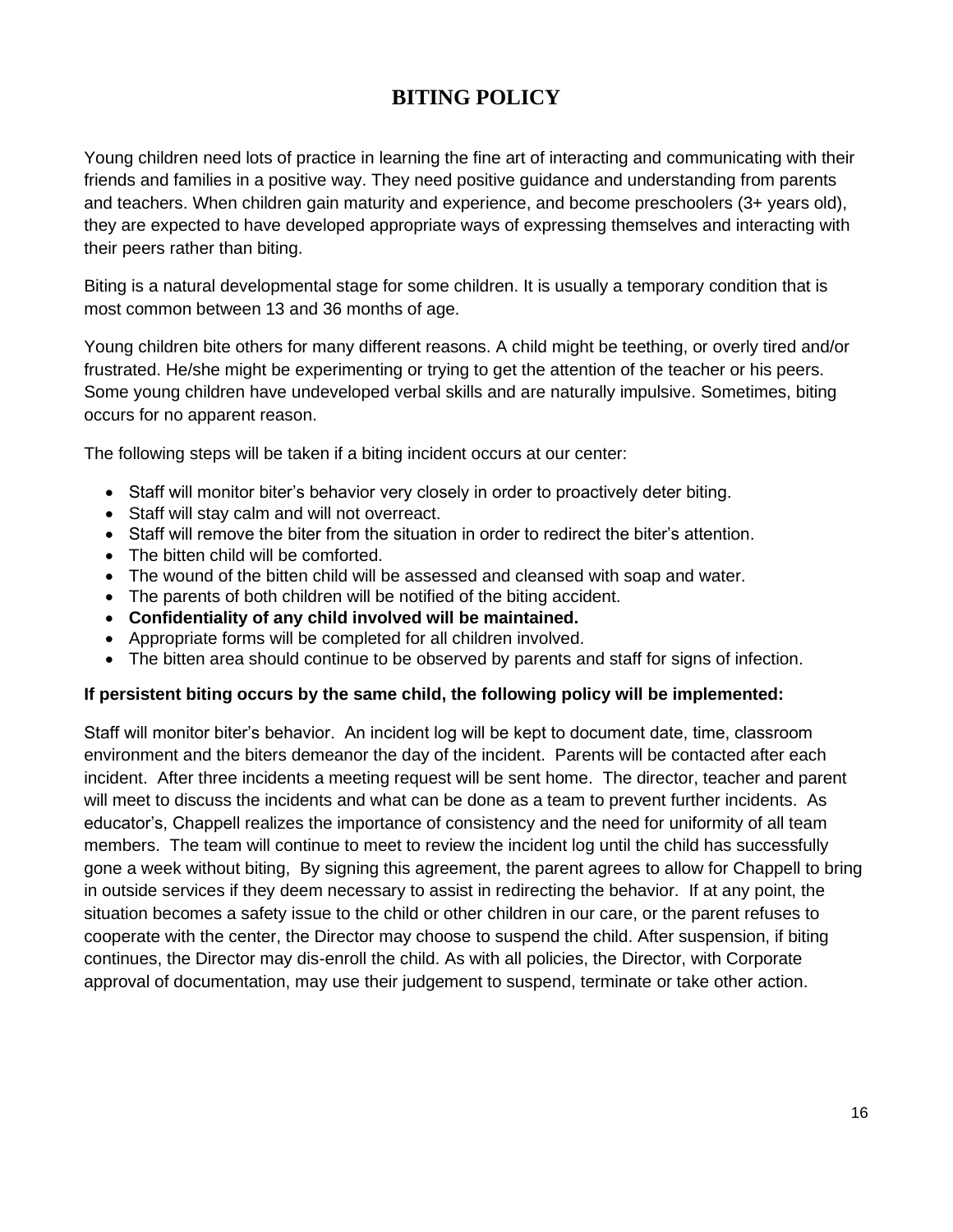# BITING POLICY

Young children need lots of practice in learning the fine art of interacting and communicating with their friends and families in a positive way. They need positive guidance and understanding from parents and teachers. When children gain maturity and experience, and become preschoolers (3+ years old), they are expected to have developed appropriate ways of expressing themselves and interacting with their peers rather than biting.

Biting is a natural developmental stage for some children. It is usually a temporary condition that is most common between 13 and 36 months of age.

Young children bite others for many different reasons. A child might be teething, or overly tired and/or frustrated. He/she might be experimenting or trying to get the attention of the teacher or his peers. Some young children have undeveloped verbal skills and are naturally impulsive. Sometimes, biting occurs for no apparent reason.

The following steps will be taken if a biting incident occurs at our center:

- Staff will monitor biter's behavior very closely in order to proactively deter biting.
- Staff will stay calm and will not overreact.
- Staff will remove the biter from the situation in order to redirect the biter's attention.
- The bitten child will be comforted.
- The wound of the bitten child will be assessed and cleansed with soap and water.
- The parents of both children will be notified of the biting accident.
- **Confidentiality of any child involved will be maintained.**
- Appropriate forms will be completed for all children involved.
- The bitten area should continue to be observed by parents and staff for signs of infection.

**If persistent biting occurs by the same child, the following policy will be implemented:**

Staff will monitor biter's behavior. An incident log will be kept to document date, time, classroom environment and the biters demeanor the day of the incident. Parents will be contacted after each incident. After three incidents a meeting request will be sent home. The director, teacher and parent will meet to discuss the incidents and what can be done as a team to prevent further incidents. As educator's, Chappell realizes the importance of consistency and the need for uniformity of all team members. The team will continue to meet to review the incident log until the child has successfully gone a week without biting, By signing this agreement, the parent agrees to allow for Chappell to bring in outside services if they deem necessary to assist in redirecting the behavior. If at any point, the situation becomes a safety issue to the child or other children in our care, or the parent refuses to cooperate with the center, the Director may choose to suspend the child. After suspension, if biting continues, the Director may dis-enroll the child. As with all policies, the Director, with Corporate approval of documentation, may use their judgement to suspend, terminate or take other action.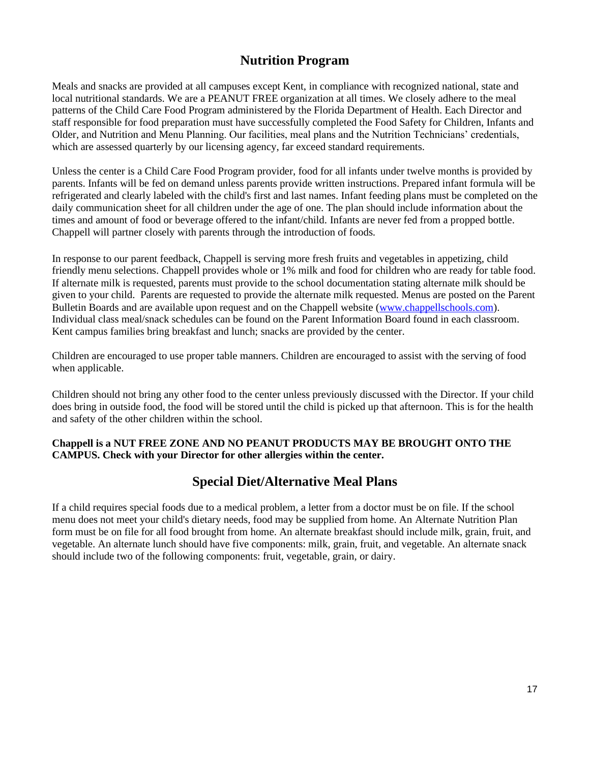## Nutrition Program

Meals and snacks are provided at all campuses except Kent, in compliance with recognized national, state and local nutritional standards. We are a PEANUT FREE organization at all times. We closely adhere to the meal patterns of the Child Care Food Program administered by the Florida Department of Health. Each Director and staff responsible for food preparation must have successfully completed the Food Safety for Children, Infants and Older, and Nutrition and Menu Planning. Our facilities, meal plans and the Nutrition Technicians' credentials, which are assessed quarterly by our licensing agency, far exceed standard requirements.

Unless the center is a Child Care Food Program provider, food for all infants under twelve months is provided by parents. Infants will be fed on demand unless parents provide written instructions. Prepared infant formula will be refrigerated and clearly labeled with the child's first and last names. Infant feeding plans must be completed on the daily communication sheet for all children under the age of one. The plan should include information about the times and amount of food or beverage offered to the infant/child. Infants are never fed from a propped bottle. Chappell will partner closely with parents through the introduction of foods.

In response to our parent feedback, Chappell is serving more fresh fruits and vegetables in appetizing, child friendly menu selections. Chappell provides whole or 1% milk and food for children who are ready for table food. If alternate milk is requested, parents must provide to the school documentation stating alternate milk should be given to your child. Parents are requested to provide the alternate milk requested. Menus are posted on the Parent Bulletin Boards and are available upon request and on the Chappell website ([www.chappellschools.com](http://www.chappellschools.com)). Individual class meal/snack schedules can be found on the Parent Information Board found in each classroom. Kent campus families bring breakfast and lunch; snacks are provided by the center.

Children are encouraged to use proper table manners. Children are encouraged to assist with the serving of food when applicable.

Children should not bring any other food to the center unless previously discussed with the Director. If your child does bring in outside food, the food will be stored until the child is picked up that afternoon. This is for the health and safety of the other children within the school.

**Chappell is a NUT FREE ZONE AND NO PEANUT PRODUCTS MAY BE BROUGHT ONTO THE CAMPUS. Check with your Director for other allergies within the center.**

## Special Diet/Alternative Meal Plans

If a child requires special foods due to a medical problem, a letter from a doctor must be on file. If the school menu does not meet your child's dietary needs, food may be supplied from home. An Alternate Nutrition Plan form must be on file for all food brought from home. An alternate breakfast should include milk, grain, fruit, and vegetable. An alternate lunch should have five components: milk, grain, fruit, and vegetable. An alternate snack should include two of the following components: fruit, vegetable, grain, or dairy.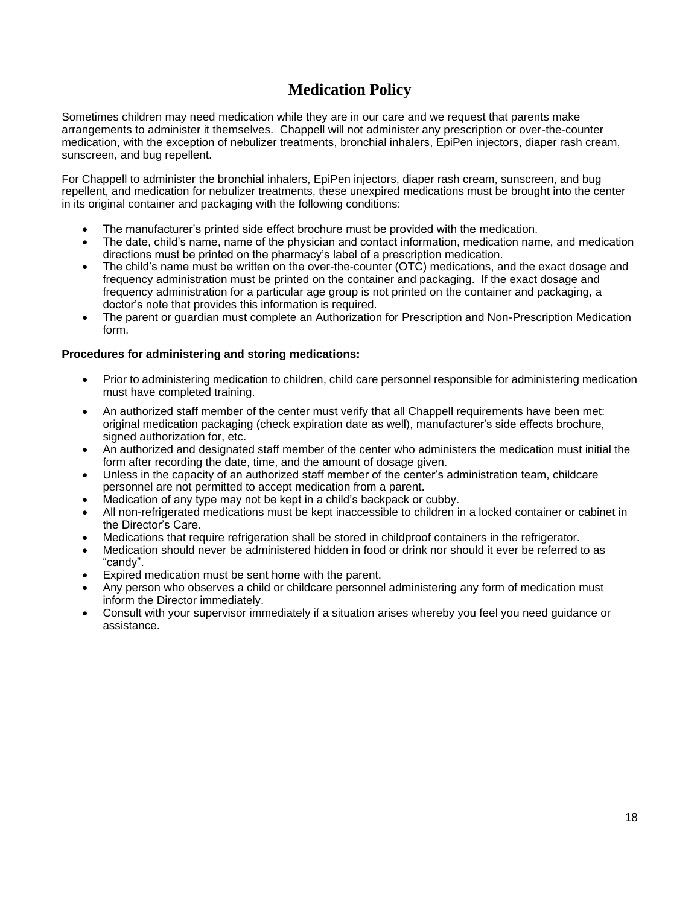# Medication Policy

Sometimes children may need medication while they are in our care and we request that parents make arrangements to administer it themselves. Chappell will not administer any prescription or over-the-counter medication, with the exception of nebulizer treatments, bronchial inhalers, EpiPen injectors, diaper rash cream, sunscreen, and bug repellent.

For Chappell to administer the bronchial inhalers, EpiPen injectors, diaper rash cream, sunscreen, and bug repellent, and medication for nebulizer treatments, these unexpired medications must be brought into the center in its original container and packaging with the following conditions:

- The manufacturer's printed side effect brochure must be provided with the medication.
- The date, child's name, name of the physician and contact information, medication name, and medication directions must be printed on the pharmacy's label of a prescription medication.
- The child's name must be written on the over-the-counter (OTC) medications, and the exact dosage and frequency administration must be printed on the container and packaging. If the exact dosage and frequency administration for a particular age group is not printed on the container and packaging, a doctor's note that provides this information is required.
- The parent or guardian must complete an Authorization for Prescription and Non-Prescription Medication form.

**Procedures for administering and storing medications:**

- Prior to administering medication to children, child care personnel responsible for administering medication must have completed training.
- An authorized staff member of the center must verify that all Chappell requirements have been met: original medication packaging (check expiration date as well), manufacturer's side effects brochure, signed authorization for, etc.
- An authorized and designated staff member of the center who administers the medication must initial the form after recording the date, time, and the amount of dosage given.
- Unless in the capacity of an authorized staff member of the center's administration team, childcare personnel are not permitted to accept medication from a parent.
- Medication of any type may not be kept in a child's backpack or cubby.
- All non-refrigerated medications must be kept inaccessible to children in a locked container or cabinet in the Director's Care.
- Medications that require refrigeration shall be stored in childproof containers in the refrigerator.
- Medication should never be administered hidden in food or drink nor should it ever be referred to as "candy".
- Expired medication must be sent home with the parent.
- Any person who observes a child or childcare personnel administering any form of medication must inform the Director immediately.
- Consult with your supervisor immediately if a situation arises whereby you feel you need guidance or assistance.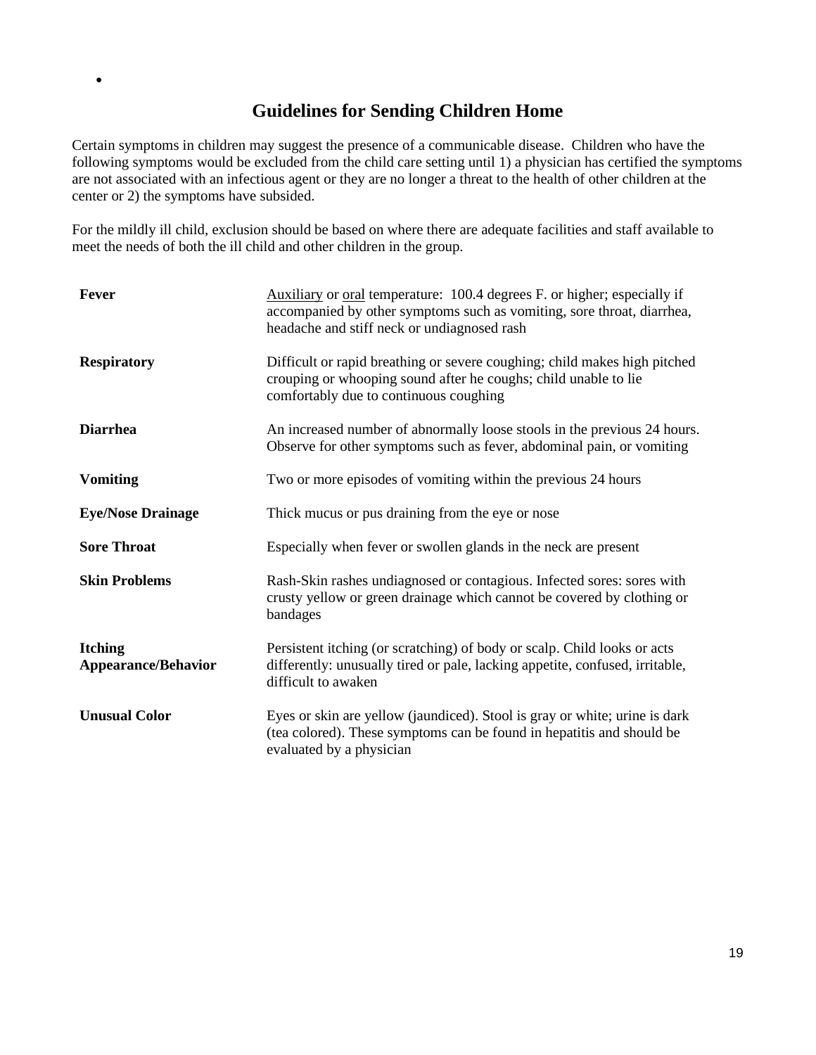## Guidelines for Sending Children Home

Certain symptoms in children may suggest the presence of a communicable disease. Children who have the following symptoms would be excluded from the child care setting until 1) a physician has certified the symptoms are not associated with an infectious agent or they are no longer a threat to the health of other children at the center or 2) the symptoms have subsided.

For the mildly ill child, exclusion should be based on where there are adequate facilities and staff available to meet the needs of both the ill child and other children in the group.

| | |
|---|---|
| **Fever** | Auxiliary or oral temperature: 100.4 degrees F. or higher; especially if accompanied by other symptoms such as vomiting, sore throat, diarrhea, headache and stiff neck or undiagnosed rash |
| **Respiratory** | Difficult or rapid breathing or severe coughing; child makes high pitched crouping or whooping sound after he coughs; child unable to lie comfortably due to continuous coughing |
| **Diarrhea** | An increased number of abnormally loose stools in the previous 24 hours. Observe for other symptoms such as fever, abdominal pain, or vomiting |
| **Vomiting** | Two or more episodes of vomiting within the previous 24 hours |
| **Eye/Nose Drainage** | Thick mucus or pus draining from the eye or nose |
| **Sore Throat** | Especially when fever or swollen glands in the neck are present |
| **Skin Problems** | Rash-Skin rashes undiagnosed or contagious. Infected sores: sores with crusty yellow or green drainage which cannot be covered by clothing or bandages |
| **Itching Appearance/Behavior** | Persistent itching (or scratching) of body or scalp. Child looks or acts differently: unusually tired or pale, lacking appetite, confused, irritable, difficult to awaken |
| **Unusual Color** | Eyes or skin are yellow (jaundiced). Stool is gray or white; urine is dark (tea colored). These symptoms can be found in hepatitis and should be evaluated by a physician |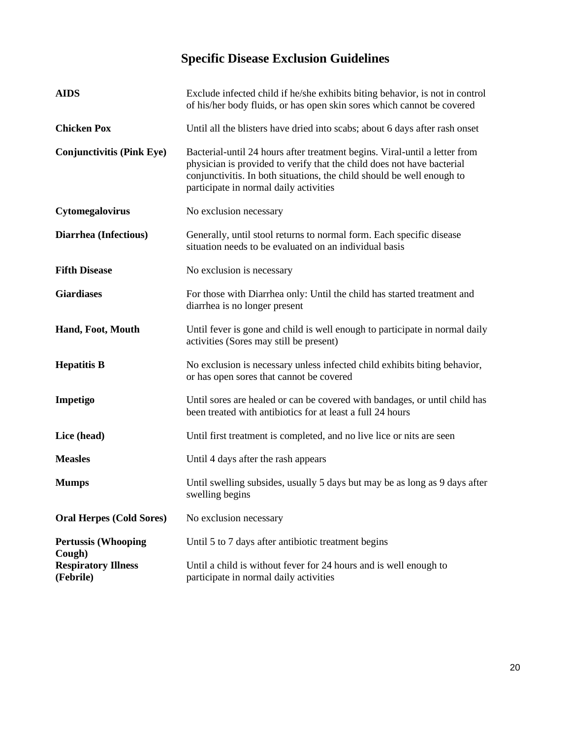# Specific Disease Exclusion Guidelines

| | |
|---|---|
| **AIDS** | Exclude infected child if he/she exhibits biting behavior, is not in control of his/her body fluids, or has open skin sores which cannot be covered |
| **Chicken Pox** | Until all the blisters have dried into scabs; about 6 days after rash onset |
| **Conjunctivitis (Pink Eye)** | Bacterial-until 24 hours after treatment begins. Viral-until a letter from physician is provided to verify that the child does not have bacterial conjunctivitis. In both situations, the child should be well enough to participate in normal daily activities |
| **Cytomegalovirus** | No exclusion necessary |
| **Diarrhea (Infectious)** | Generally, until stool returns to normal form. Each specific disease situation needs to be evaluated on an individual basis |
| **Fifth Disease** | No exclusion is necessary |
| **Giardiases** | For those with Diarrhea only: Until the child has started treatment and diarrhea is no longer present |
| **Hand, Foot, Mouth** | Until fever is gone and child is well enough to participate in normal daily activities (Sores may still be present) |
| **Hepatitis B** | No exclusion is necessary unless infected child exhibits biting behavior, or has open sores that cannot be covered |
| **Impetigo** | Until sores are healed or can be covered with bandages, or until child has been treated with antibiotics for at least a full 24 hours |
| **Lice (head)** | Until first treatment is completed, and no live lice or nits are seen |
| **Measles** | Until 4 days after the rash appears |
| **Mumps** | Until swelling subsides, usually 5 days but may be as long as 9 days after swelling begins |
| **Oral Herpes (Cold Sores)** | No exclusion necessary |
| **Pertussis (Whooping Cough)** | Until 5 to 7 days after antibiotic treatment begins |
| **Respiratory Illness (Febrile)** | Until a child is without fever for 24 hours and is well enough to participate in normal daily activities |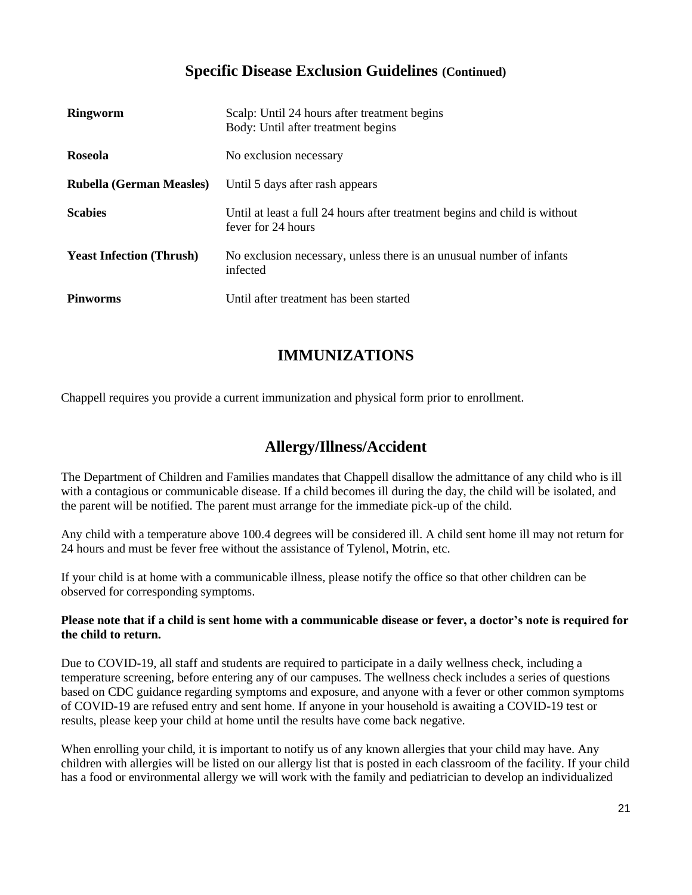## Specific Disease Exclusion Guidelines (Continued)

| | |
|---|---|
| **Ringworm** | Scalp: Until 24 hours after treatment begins<br>Body: Until after treatment begins |
| **Roseola** | No exclusion necessary |
| **Rubella (German Measles)** | Until 5 days after rash appears |
| **Scabies** | Until at least a full 24 hours after treatment begins and child is without fever for 24 hours |
| **Yeast Infection (Thrush)** | No exclusion necessary, unless there is an unusual number of infants infected |
| **Pinworms** | Until after treatment has been started |

## IMMUNIZATIONS

Chappell requires you provide a current immunization and physical form prior to enrollment.

## Allergy/Illness/Accident

The Department of Children and Families mandates that Chappell disallow the admittance of any child who is ill with a contagious or communicable disease. If a child becomes ill during the day, the child will be isolated, and the parent will be notified. The parent must arrange for the immediate pick-up of the child.

Any child with a temperature above 100.4 degrees will be considered ill. A child sent home ill may not return for 24 hours and must be fever free without the assistance of Tylenol, Motrin, etc.

If your child is at home with a communicable illness, please notify the office so that other children can be observed for corresponding symptoms.

**Please note that if a child is sent home with a communicable disease or fever, a doctor's note is required for the child to return.**

Due to COVID-19, all staff and students are required to participate in a daily wellness check, including a temperature screening, before entering any of our campuses. The wellness check includes a series of questions based on CDC guidance regarding symptoms and exposure, and anyone with a fever or other common symptoms of COVID-19 are refused entry and sent home. If anyone in your household is awaiting a COVID-19 test or results, please keep your child at home until the results have come back negative.

When enrolling your child, it is important to notify us of any known allergies that your child may have. Any children with allergies will be listed on our allergy list that is posted in each classroom of the facility. If your child has a food or environmental allergy we will work with the family and pediatrician to develop an individualized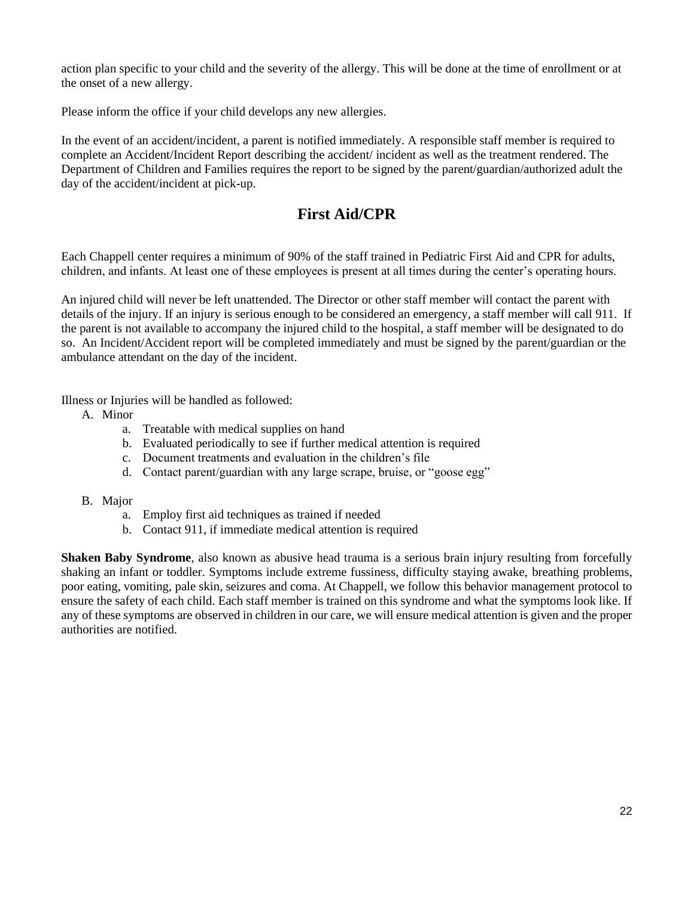action plan specific to your child and the severity of the allergy. This will be done at the time of enrollment or at the onset of a new allergy.

Please inform the office if your child develops any new allergies.

In the event of an accident/incident, a parent is notified immediately. A responsible staff member is required to complete an Accident/Incident Report describing the accident/ incident as well as the treatment rendered. The Department of Children and Families requires the report to be signed by the parent/guardian/authorized adult the day of the accident/incident at pick-up.

## First Aid/CPR

Each Chappell center requires a minimum of 90% of the staff trained in Pediatric First Aid and CPR for adults, children, and infants. At least one of these employees is present at all times during the center's operating hours.

An injured child will never be left unattended. The Director or other staff member will contact the parent with details of the injury. If an injury is serious enough to be considered an emergency, a staff member will call 911. If the parent is not available to accompany the injured child to the hospital, a staff member will be designated to do so. An Incident/Accident report will be completed immediately and must be signed by the parent/guardian or the ambulance attendant on the day of the incident.

Illness or Injuries will be handled as followed:

A. Minor
   a. Treatable with medical supplies on hand
   b. Evaluated periodically to see if further medical attention is required
   c. Document treatments and evaluation in the children's file
   d. Contact parent/guardian with any large scrape, bruise, or "goose egg"

B. Major
   a. Employ first aid techniques as trained if needed
   b. Contact 911, if immediate medical attention is required

**Shaken Baby Syndrome**, also known as abusive head trauma is a serious brain injury resulting from forcefully shaking an infant or toddler. Symptoms include extreme fussiness, difficulty staying awake, breathing problems, poor eating, vomiting, pale skin, seizures and coma. At Chappell, we follow this behavior management protocol to ensure the safety of each child. Each staff member is trained on this syndrome and what the symptoms look like. If any of these symptoms are observed in children in our care, we will ensure medical attention is given and the proper authorities are notified.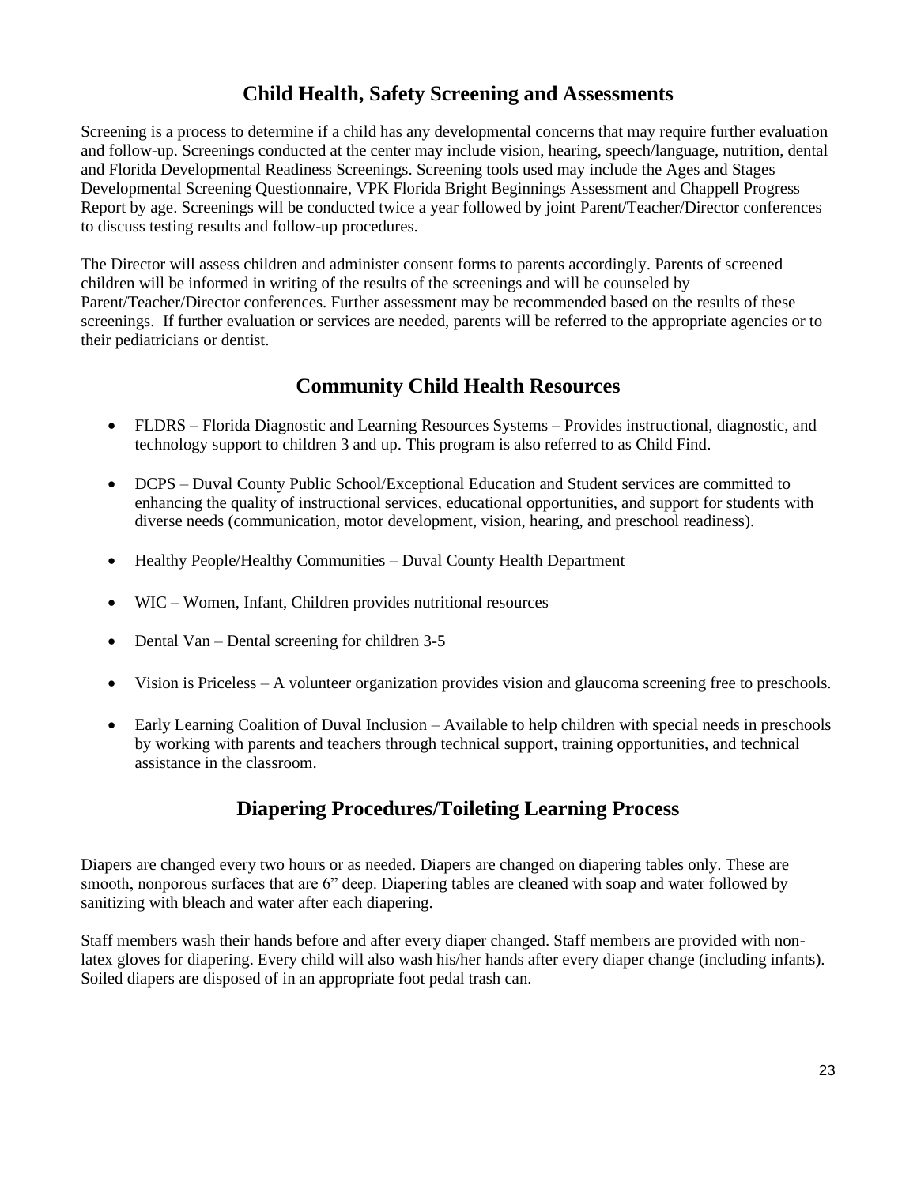## Child Health, Safety Screening and Assessments

Screening is a process to determine if a child has any developmental concerns that may require further evaluation and follow-up. Screenings conducted at the center may include vision, hearing, speech/language, nutrition, dental and Florida Developmental Readiness Screenings. Screening tools used may include the Ages and Stages Developmental Screening Questionnaire, VPK Florida Bright Beginnings Assessment and Chappell Progress Report by age. Screenings will be conducted twice a year followed by joint Parent/Teacher/Director conferences to discuss testing results and follow-up procedures.

The Director will assess children and administer consent forms to parents accordingly. Parents of screened children will be informed in writing of the results of the screenings and will be counseled by Parent/Teacher/Director conferences. Further assessment may be recommended based on the results of these screenings. If further evaluation or services are needed, parents will be referred to the appropriate agencies or to their pediatricians or dentist.

## Community Child Health Resources

- FLDRS – Florida Diagnostic and Learning Resources Systems – Provides instructional, diagnostic, and technology support to children 3 and up. This program is also referred to as Child Find.
- DCPS – Duval County Public School/Exceptional Education and Student services are committed to enhancing the quality of instructional services, educational opportunities, and support for students with diverse needs (communication, motor development, vision, hearing, and preschool readiness).
- Healthy People/Healthy Communities – Duval County Health Department
- WIC – Women, Infant, Children provides nutritional resources
- Dental Van – Dental screening for children 3-5
- Vision is Priceless – A volunteer organization provides vision and glaucoma screening free to preschools.
- Early Learning Coalition of Duval Inclusion – Available to help children with special needs in preschools by working with parents and teachers through technical support, training opportunities, and technical assistance in the classroom.

## Diapering Procedures/Toileting Learning Process

Diapers are changed every two hours or as needed. Diapers are changed on diapering tables only. These are smooth, nonporous surfaces that are 6" deep. Diapering tables are cleaned with soap and water followed by sanitizing with bleach and water after each diapering.

Staff members wash their hands before and after every diaper changed. Staff members are provided with non-latex gloves for diapering. Every child will also wash his/her hands after every diaper change (including infants). Soiled diapers are disposed of in an appropriate foot pedal trash can.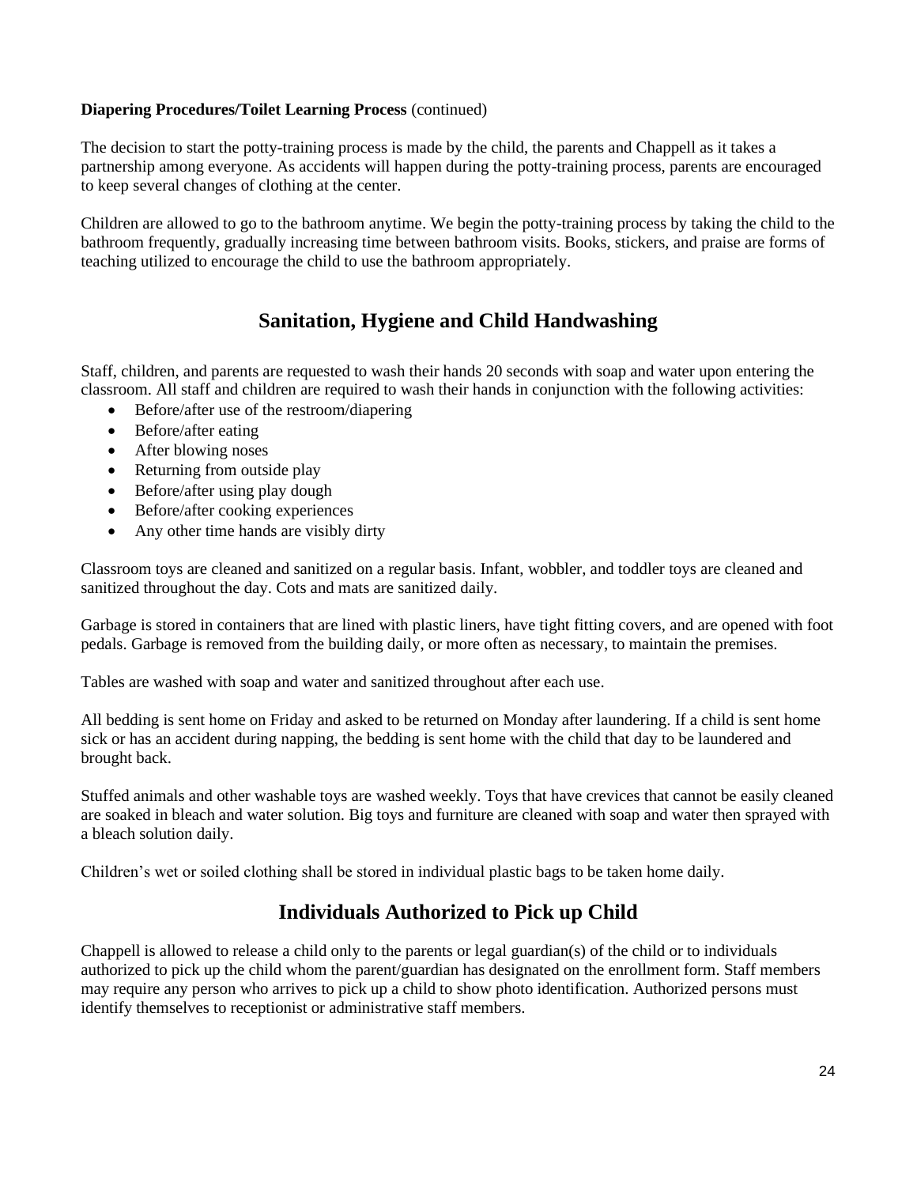**Diapering Procedures/Toilet Learning Process** (continued)

The decision to start the potty-training process is made by the child, the parents and Chappell as it takes a partnership among everyone. As accidents will happen during the potty-training process, parents are encouraged to keep several changes of clothing at the center.

Children are allowed to go to the bathroom anytime. We begin the potty-training process by taking the child to the bathroom frequently, gradually increasing time between bathroom visits. Books, stickers, and praise are forms of teaching utilized to encourage the child to use the bathroom appropriately.

## Sanitation, Hygiene and Child Handwashing

Staff, children, and parents are requested to wash their hands 20 seconds with soap and water upon entering the classroom. All staff and children are required to wash their hands in conjunction with the following activities:

- Before/after use of the restroom/diapering
- Before/after eating
- After blowing noses
- Returning from outside play
- Before/after using play dough
- Before/after cooking experiences
- Any other time hands are visibly dirty

Classroom toys are cleaned and sanitized on a regular basis. Infant, wobbler, and toddler toys are cleaned and sanitized throughout the day. Cots and mats are sanitized daily.

Garbage is stored in containers that are lined with plastic liners, have tight fitting covers, and are opened with foot pedals. Garbage is removed from the building daily, or more often as necessary, to maintain the premises.

Tables are washed with soap and water and sanitized throughout after each use.

All bedding is sent home on Friday and asked to be returned on Monday after laundering. If a child is sent home sick or has an accident during napping, the bedding is sent home with the child that day to be laundered and brought back.

Stuffed animals and other washable toys are washed weekly. Toys that have crevices that cannot be easily cleaned are soaked in bleach and water solution. Big toys and furniture are cleaned with soap and water then sprayed with a bleach solution daily.

Children's wet or soiled clothing shall be stored in individual plastic bags to be taken home daily.

## Individuals Authorized to Pick up Child

Chappell is allowed to release a child only to the parents or legal guardian(s) of the child or to individuals authorized to pick up the child whom the parent/guardian has designated on the enrollment form. Staff members may require any person who arrives to pick up a child to show photo identification. Authorized persons must identify themselves to receptionist or administrative staff members.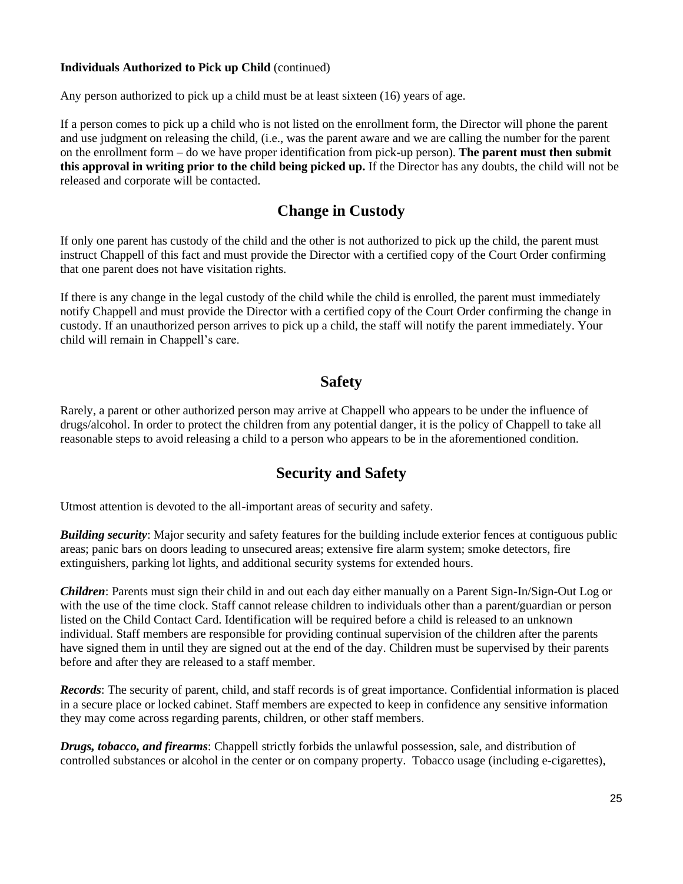**Individuals Authorized to Pick up Child** (continued)

Any person authorized to pick up a child must be at least sixteen (16) years of age.

If a person comes to pick up a child who is not listed on the enrollment form, the Director will phone the parent and use judgment on releasing the child, (i.e., was the parent aware and we are calling the number for the parent on the enrollment form – do we have proper identification from pick-up person). **The parent must then submit this approval in writing prior to the child being picked up.** If the Director has any doubts, the child will not be released and corporate will be contacted.

## Change in Custody

If only one parent has custody of the child and the other is not authorized to pick up the child, the parent must instruct Chappell of this fact and must provide the Director with a certified copy of the Court Order confirming that one parent does not have visitation rights.

If there is any change in the legal custody of the child while the child is enrolled, the parent must immediately notify Chappell and must provide the Director with a certified copy of the Court Order confirming the change in custody. If an unauthorized person arrives to pick up a child, the staff will notify the parent immediately. Your child will remain in Chappell's care.

## Safety

Rarely, a parent or other authorized person may arrive at Chappell who appears to be under the influence of drugs/alcohol. In order to protect the children from any potential danger, it is the policy of Chappell to take all reasonable steps to avoid releasing a child to a person who appears to be in the aforementioned condition.

## Security and Safety

Utmost attention is devoted to the all-important areas of security and safety.

***Building security***: Major security and safety features for the building include exterior fences at contiguous public areas; panic bars on doors leading to unsecured areas; extensive fire alarm system; smoke detectors, fire extinguishers, parking lot lights, and additional security systems for extended hours.

***Children***: Parents must sign their child in and out each day either manually on a Parent Sign-In/Sign-Out Log or with the use of the time clock. Staff cannot release children to individuals other than a parent/guardian or person listed on the Child Contact Card. Identification will be required before a child is released to an unknown individual. Staff members are responsible for providing continual supervision of the children after the parents have signed them in until they are signed out at the end of the day. Children must be supervised by their parents before and after they are released to a staff member.

***Records***: The security of parent, child, and staff records is of great importance. Confidential information is placed in a secure place or locked cabinet. Staff members are expected to keep in confidence any sensitive information they may come across regarding parents, children, or other staff members.

***Drugs, tobacco, and firearms***: Chappell strictly forbids the unlawful possession, sale, and distribution of controlled substances or alcohol in the center or on company property. Tobacco usage (including e-cigarettes),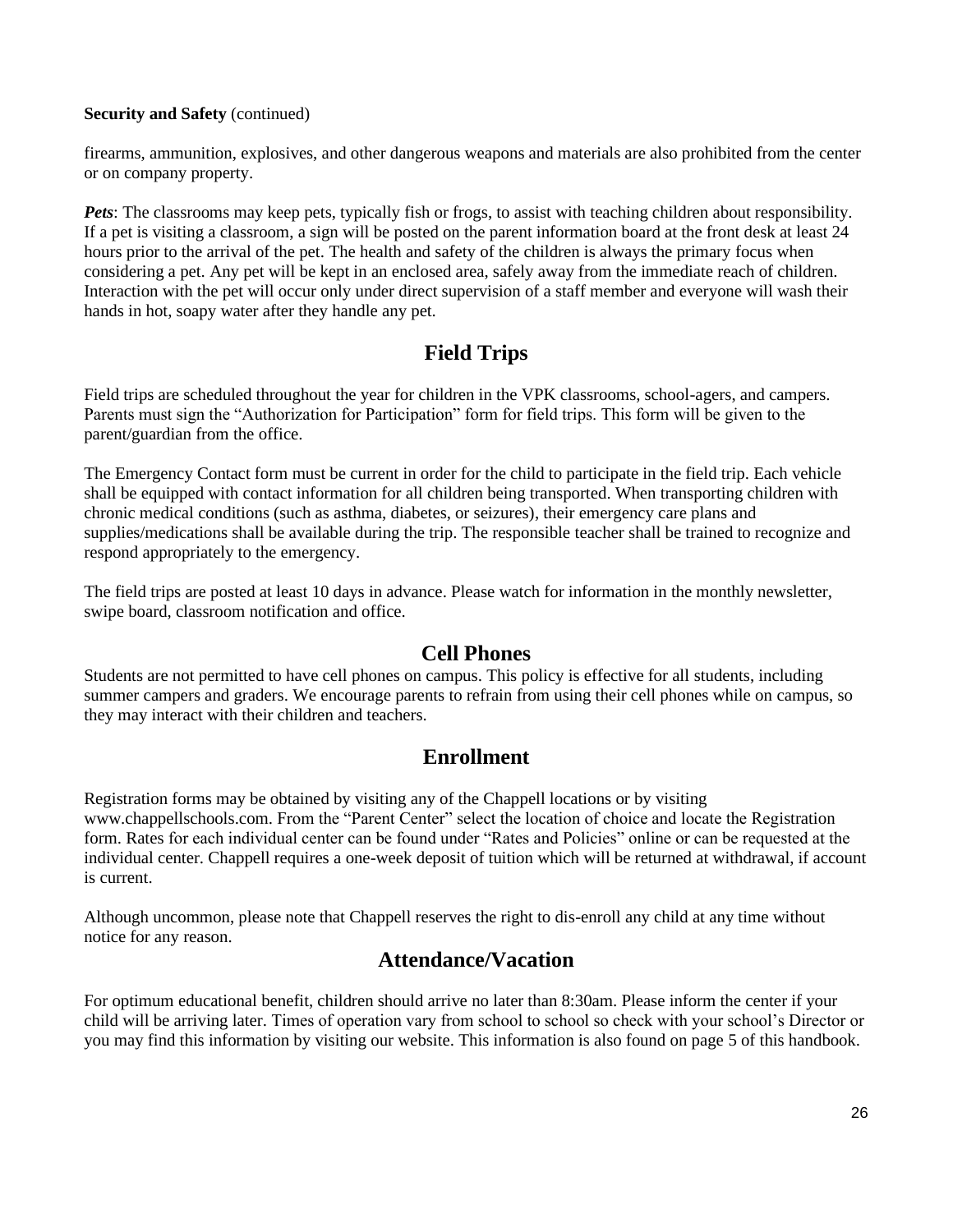**Security and Safety** (continued)

firearms, ammunition, explosives, and other dangerous weapons and materials are also prohibited from the center or on company property.

***Pets***: The classrooms may keep pets, typically fish or frogs, to assist with teaching children about responsibility. If a pet is visiting a classroom, a sign will be posted on the parent information board at the front desk at least 24 hours prior to the arrival of the pet. The health and safety of the children is always the primary focus when considering a pet. Any pet will be kept in an enclosed area, safely away from the immediate reach of children. Interaction with the pet will occur only under direct supervision of a staff member and everyone will wash their hands in hot, soapy water after they handle any pet.

## Field Trips

Field trips are scheduled throughout the year for children in the VPK classrooms, school-agers, and campers. Parents must sign the "Authorization for Participation" form for field trips. This form will be given to the parent/guardian from the office.

The Emergency Contact form must be current in order for the child to participate in the field trip. Each vehicle shall be equipped with contact information for all children being transported. When transporting children with chronic medical conditions (such as asthma, diabetes, or seizures), their emergency care plans and supplies/medications shall be available during the trip. The responsible teacher shall be trained to recognize and respond appropriately to the emergency.

The field trips are posted at least 10 days in advance. Please watch for information in the monthly newsletter, swipe board, classroom notification and office.

## Cell Phones

Students are not permitted to have cell phones on campus. This policy is effective for all students, including summer campers and graders. We encourage parents to refrain from using their cell phones while on campus, so they may interact with their children and teachers.

## Enrollment

Registration forms may be obtained by visiting any of the Chappell locations or by visiting www.chappellschools.com. From the "Parent Center" select the location of choice and locate the Registration form. Rates for each individual center can be found under "Rates and Policies" online or can be requested at the individual center. Chappell requires a one-week deposit of tuition which will be returned at withdrawal, if account is current.

Although uncommon, please note that Chappell reserves the right to dis-enroll any child at any time without notice for any reason.

## Attendance/Vacation

For optimum educational benefit, children should arrive no later than 8:30am. Please inform the center if your child will be arriving later. Times of operation vary from school to school so check with your school's Director or you may find this information by visiting our website. This information is also found on page 5 of this handbook.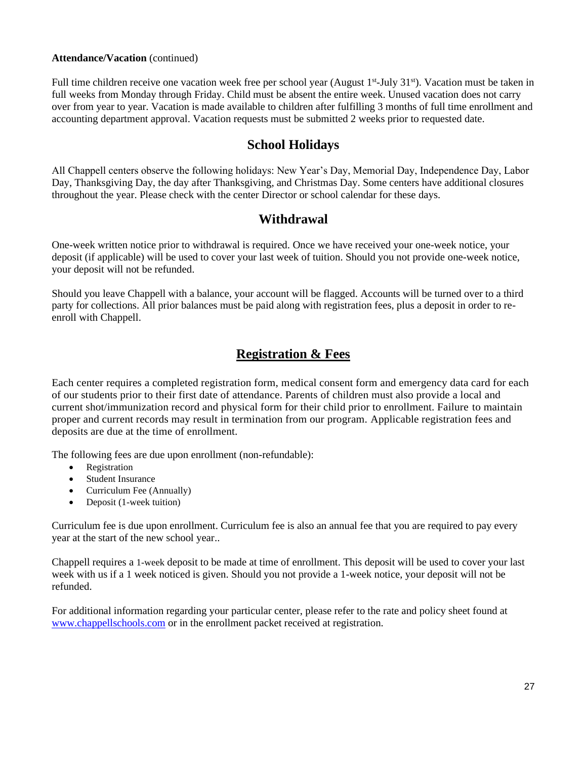**Attendance/Vacation** (continued)

Full time children receive one vacation week free per school year (August 1st-July 31st). Vacation must be taken in full weeks from Monday through Friday. Child must be absent the entire week. Unused vacation does not carry over from year to year. Vacation is made available to children after fulfilling 3 months of full time enrollment and accounting department approval. Vacation requests must be submitted 2 weeks prior to requested date.

## School Holidays

All Chappell centers observe the following holidays: New Year's Day, Memorial Day, Independence Day, Labor Day, Thanksgiving Day, the day after Thanksgiving, and Christmas Day. Some centers have additional closures throughout the year. Please check with the center Director or school calendar for these days.

## Withdrawal

One-week written notice prior to withdrawal is required. Once we have received your one-week notice, your deposit (if applicable) will be used to cover your last week of tuition. Should you not provide one-week notice, your deposit will not be refunded.

Should you leave Chappell with a balance, your account will be flagged. Accounts will be turned over to a third party for collections. All prior balances must be paid along with registration fees, plus a deposit in order to re-enroll with Chappell.

## Registration & Fees

Each center requires a completed registration form, medical consent form and emergency data card for each of our students prior to their first date of attendance. Parents of children must also provide a local and current shot/immunization record and physical form for their child prior to enrollment. Failure to maintain proper and current records may result in termination from our program. Applicable registration fees and deposits are due at the time of enrollment.

The following fees are due upon enrollment (non-refundable):

- Registration
- Student Insurance
- Curriculum Fee (Annually)
- Deposit (1-week tuition)

Curriculum fee is due upon enrollment. Curriculum fee is also an annual fee that you are required to pay every year at the start of the new school year..

Chappell requires a 1-week deposit to be made at time of enrollment. This deposit will be used to cover your last week with us if a 1 week noticed is given. Should you not provide a 1-week notice, your deposit will not be refunded.

For additional information regarding your particular center, please refer to the rate and policy sheet found at [www.chappellschools.com](http://www.chappellschools.com) or in the enrollment packet received at registration.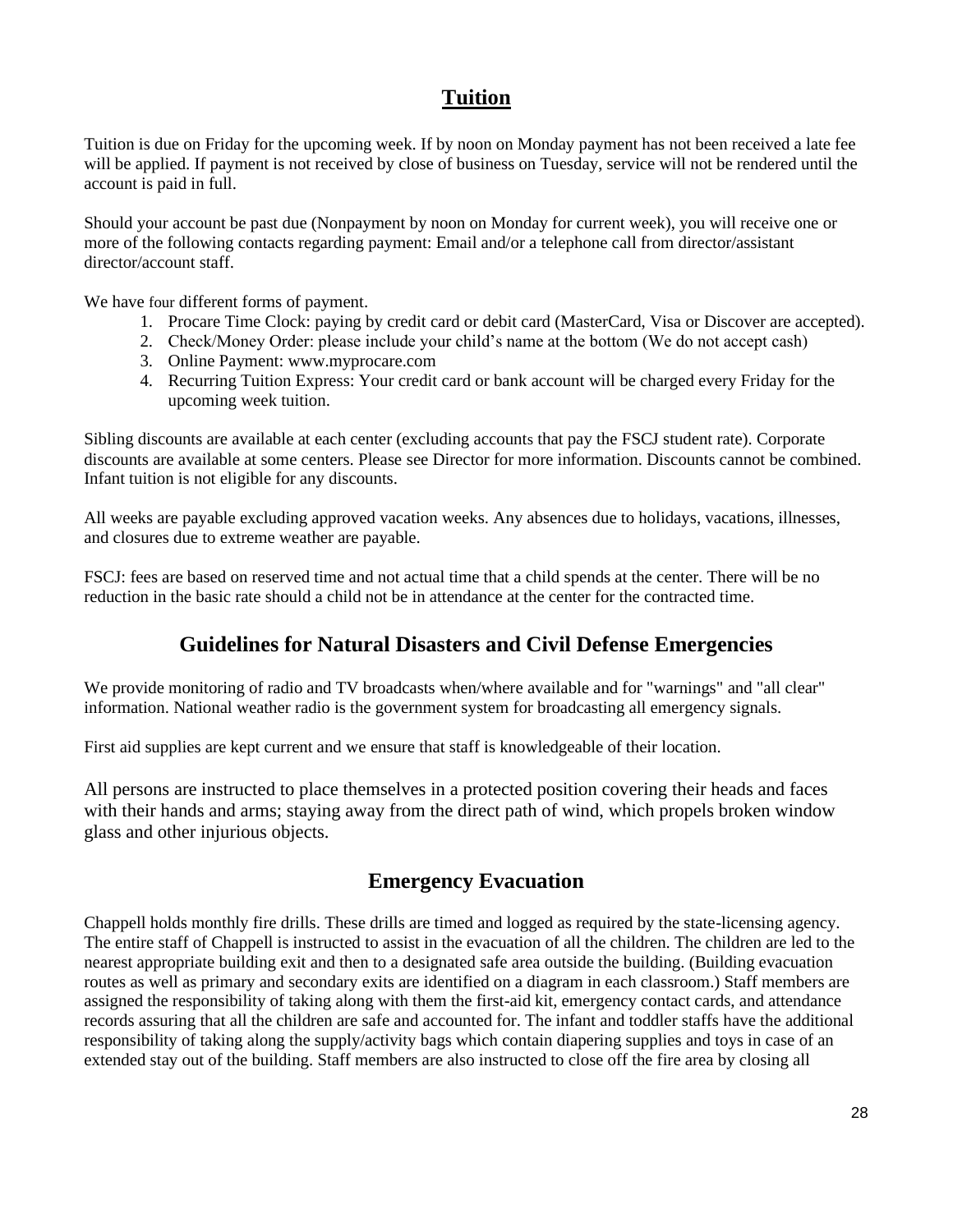## Tuition

Tuition is due on Friday for the upcoming week. If by noon on Monday payment has not been received a late fee will be applied. If payment is not received by close of business on Tuesday, service will not be rendered until the account is paid in full.

Should your account be past due (Nonpayment by noon on Monday for current week), you will receive one or more of the following contacts regarding payment: Email and/or a telephone call from director/assistant director/account staff.

We have four different forms of payment.

1. Procare Time Clock: paying by credit card or debit card (MasterCard, Visa or Discover are accepted).
2. Check/Money Order: please include your child's name at the bottom (We do not accept cash)
3. Online Payment: www.myprocare.com
4. Recurring Tuition Express: Your credit card or bank account will be charged every Friday for the upcoming week tuition.

Sibling discounts are available at each center (excluding accounts that pay the FSCJ student rate). Corporate discounts are available at some centers. Please see Director for more information. Discounts cannot be combined. Infant tuition is not eligible for any discounts.

All weeks are payable excluding approved vacation weeks. Any absences due to holidays, vacations, illnesses, and closures due to extreme weather are payable.

FSCJ: fees are based on reserved time and not actual time that a child spends at the center. There will be no reduction in the basic rate should a child not be in attendance at the center for the contracted time.

## Guidelines for Natural Disasters and Civil Defense Emergencies

We provide monitoring of radio and TV broadcasts when/where available and for "warnings" and "all clear" information. National weather radio is the government system for broadcasting all emergency signals.

First aid supplies are kept current and we ensure that staff is knowledgeable of their location.

All persons are instructed to place themselves in a protected position covering their heads and faces with their hands and arms; staying away from the direct path of wind, which propels broken window glass and other injurious objects.

## Emergency Evacuation

Chappell holds monthly fire drills. These drills are timed and logged as required by the state-licensing agency. The entire staff of Chappell is instructed to assist in the evacuation of all the children. The children are led to the nearest appropriate building exit and then to a designated safe area outside the building. (Building evacuation routes as well as primary and secondary exits are identified on a diagram in each classroom.) Staff members are assigned the responsibility of taking along with them the first-aid kit, emergency contact cards, and attendance records assuring that all the children are safe and accounted for. The infant and toddler staffs have the additional responsibility of taking along the supply/activity bags which contain diapering supplies and toys in case of an extended stay out of the building. Staff members are also instructed to close off the fire area by closing all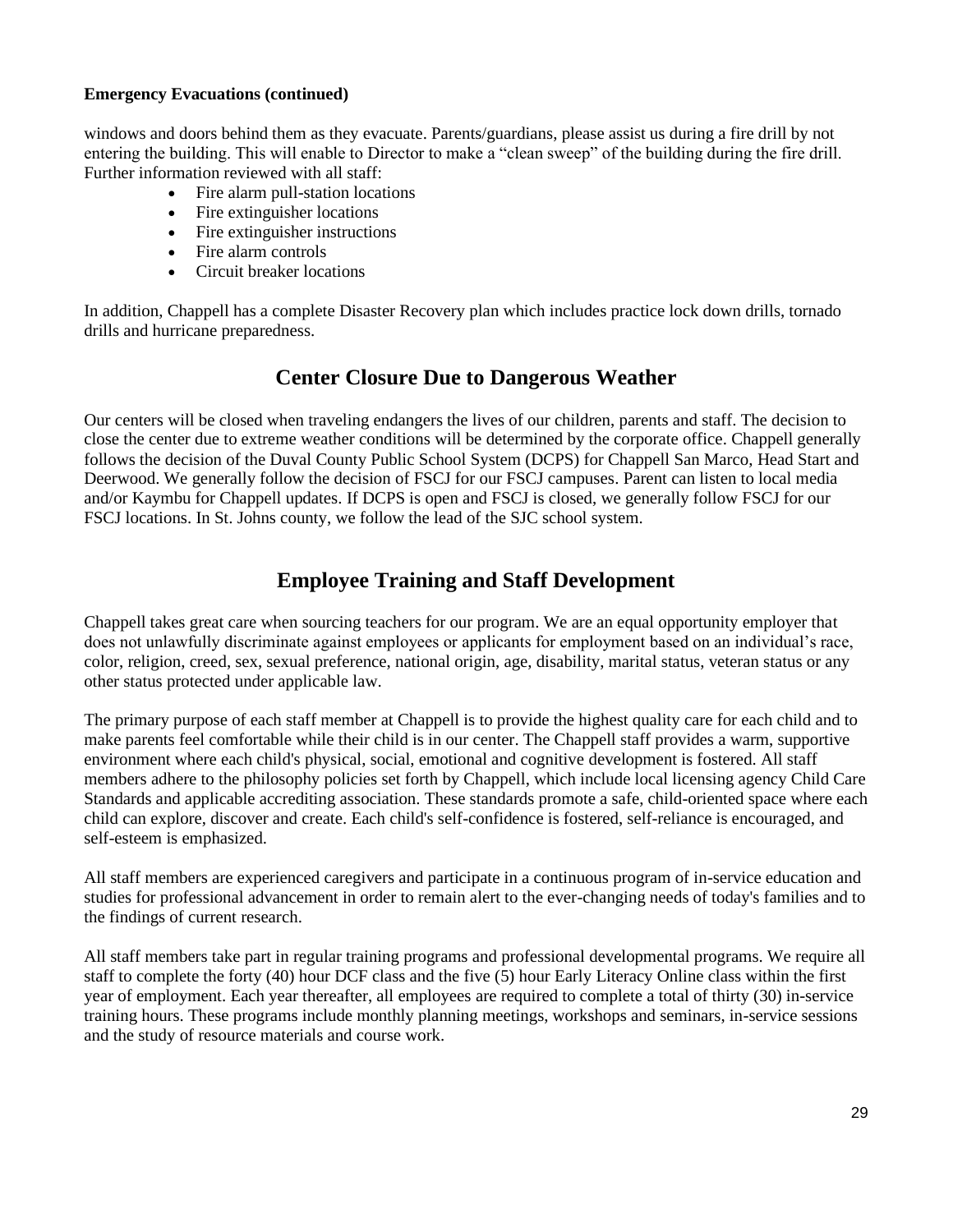**Emergency Evacuations (continued)**

windows and doors behind them as they evacuate. Parents/guardians, please assist us during a fire drill by not entering the building. This will enable to Director to make a "clean sweep" of the building during the fire drill. Further information reviewed with all staff:

- Fire alarm pull-station locations
- Fire extinguisher locations
- Fire extinguisher instructions
- Fire alarm controls
- Circuit breaker locations

In addition, Chappell has a complete Disaster Recovery plan which includes practice lock down drills, tornado drills and hurricane preparedness.

## Center Closure Due to Dangerous Weather

Our centers will be closed when traveling endangers the lives of our children, parents and staff. The decision to close the center due to extreme weather conditions will be determined by the corporate office. Chappell generally follows the decision of the Duval County Public School System (DCPS) for Chappell San Marco, Head Start and Deerwood. We generally follow the decision of FSCJ for our FSCJ campuses. Parent can listen to local media and/or Kaymbu for Chappell updates. If DCPS is open and FSCJ is closed, we generally follow FSCJ for our FSCJ locations. In St. Johns county, we follow the lead of the SJC school system.

## Employee Training and Staff Development

Chappell takes great care when sourcing teachers for our program. We are an equal opportunity employer that does not unlawfully discriminate against employees or applicants for employment based on an individual's race, color, religion, creed, sex, sexual preference, national origin, age, disability, marital status, veteran status or any other status protected under applicable law.

The primary purpose of each staff member at Chappell is to provide the highest quality care for each child and to make parents feel comfortable while their child is in our center. The Chappell staff provides a warm, supportive environment where each child's physical, social, emotional and cognitive development is fostered. All staff members adhere to the philosophy policies set forth by Chappell, which include local licensing agency Child Care Standards and applicable accrediting association. These standards promote a safe, child-oriented space where each child can explore, discover and create. Each child's self-confidence is fostered, self-reliance is encouraged, and self-esteem is emphasized.

All staff members are experienced caregivers and participate in a continuous program of in-service education and studies for professional advancement in order to remain alert to the ever-changing needs of today's families and to the findings of current research.

All staff members take part in regular training programs and professional developmental programs. We require all staff to complete the forty (40) hour DCF class and the five (5) hour Early Literacy Online class within the first year of employment. Each year thereafter, all employees are required to complete a total of thirty (30) in-service training hours. These programs include monthly planning meetings, workshops and seminars, in-service sessions and the study of resource materials and course work.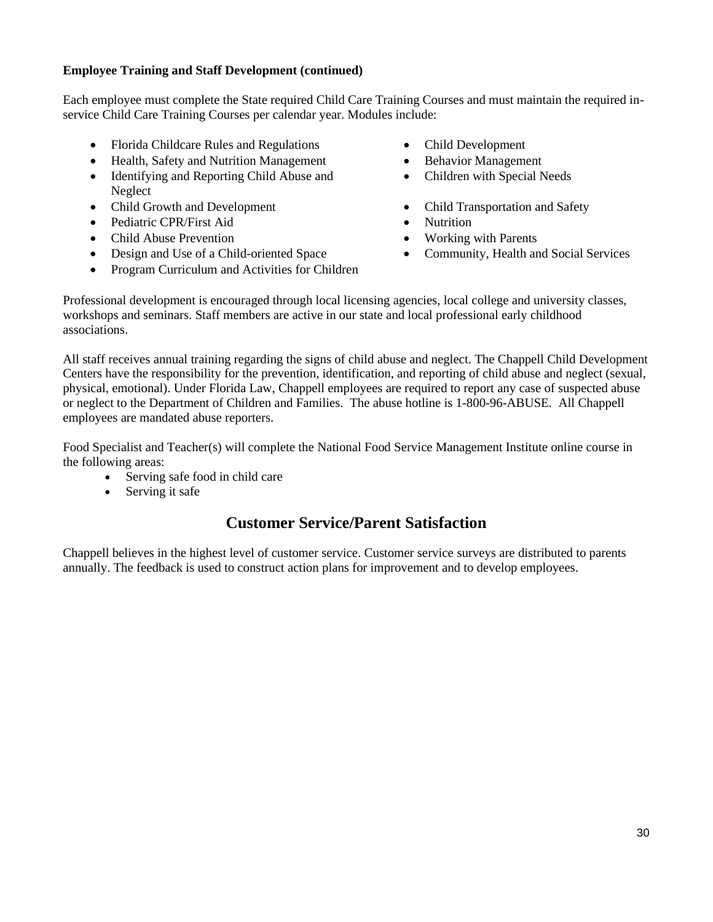**Employee Training and Staff Development (continued)**

Each employee must complete the State required Child Care Training Courses and must maintain the required in-service Child Care Training Courses per calendar year. Modules include:

- Florida Childcare Rules and Regulations
- Health, Safety and Nutrition Management
- Identifying and Reporting Child Abuse and Neglect
- Child Growth and Development
- Pediatric CPR/First Aid
- Child Abuse Prevention
- Design and Use of a Child-oriented Space
- Program Curriculum and Activities for Children
- Child Development
- Behavior Management
- Children with Special Needs
- Child Transportation and Safety
- Nutrition
- Working with Parents
- Community, Health and Social Services

Professional development is encouraged through local licensing agencies, local college and university classes, workshops and seminars. Staff members are active in our state and local professional early childhood associations.

All staff receives annual training regarding the signs of child abuse and neglect. The Chappell Child Development Centers have the responsibility for the prevention, identification, and reporting of child abuse and neglect (sexual, physical, emotional). Under Florida Law, Chappell employees are required to report any case of suspected abuse or neglect to the Department of Children and Families. The abuse hotline is 1-800-96-ABUSE. All Chappell employees are mandated abuse reporters.

Food Specialist and Teacher(s) will complete the National Food Service Management Institute online course in the following areas:

- Serving safe food in child care
- Serving it safe

## Customer Service/Parent Satisfaction

Chappell believes in the highest level of customer service. Customer service surveys are distributed to parents annually. The feedback is used to construct action plans for improvement and to develop employees.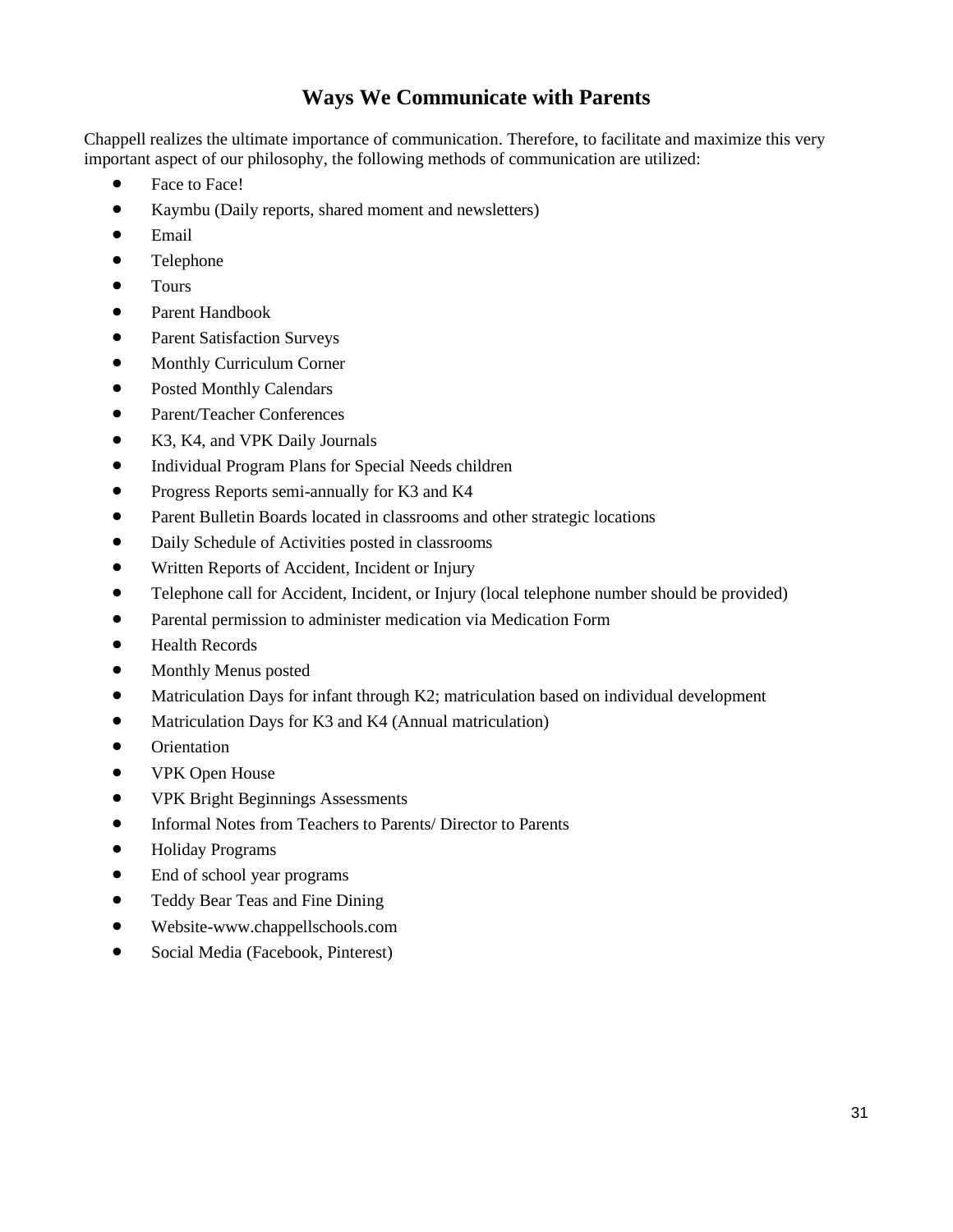## Ways We Communicate with Parents

Chappell realizes the ultimate importance of communication. Therefore, to facilitate and maximize this very important aspect of our philosophy, the following methods of communication are utilized:

- Face to Face!
- Kaymbu (Daily reports, shared moment and newsletters)
- Email
- Telephone
- Tours
- Parent Handbook
- Parent Satisfaction Surveys
- Monthly Curriculum Corner
- Posted Monthly Calendars
- Parent/Teacher Conferences
- K3, K4, and VPK Daily Journals
- Individual Program Plans for Special Needs children
- Progress Reports semi-annually for K3 and K4
- Parent Bulletin Boards located in classrooms and other strategic locations
- Daily Schedule of Activities posted in classrooms
- Written Reports of Accident, Incident or Injury
- Telephone call for Accident, Incident, or Injury (local telephone number should be provided)
- Parental permission to administer medication via Medication Form
- Health Records
- Monthly Menus posted
- Matriculation Days for infant through K2; matriculation based on individual development
- Matriculation Days for K3 and K4 (Annual matriculation)
- Orientation
- VPK Open House
- VPK Bright Beginnings Assessments
- Informal Notes from Teachers to Parents/ Director to Parents
- Holiday Programs
- End of school year programs
- Teddy Bear Teas and Fine Dining
- Website-www.chappellschools.com
- Social Media (Facebook, Pinterest)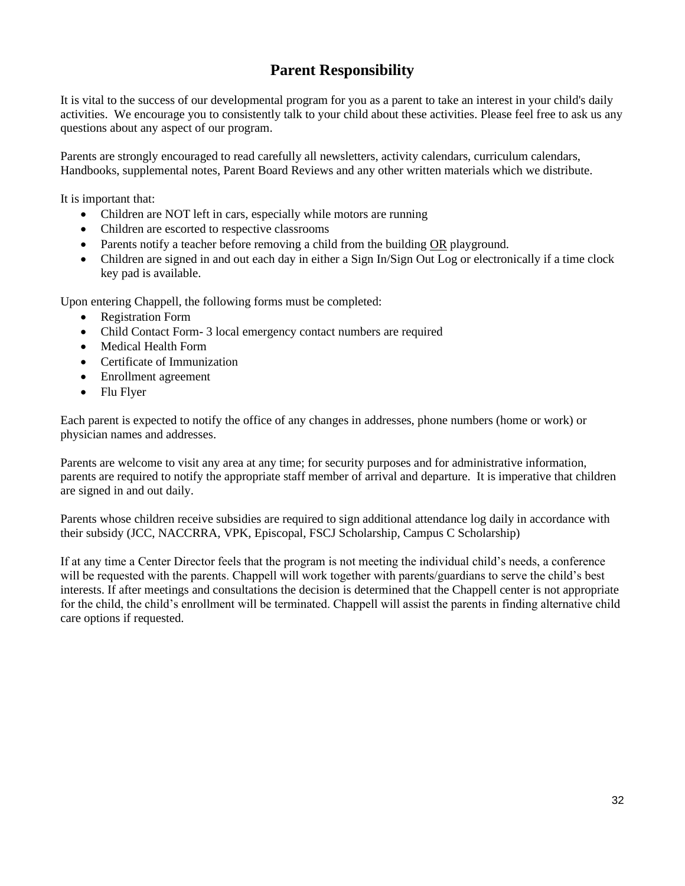# Parent Responsibility

It is vital to the success of our developmental program for you as a parent to take an interest in your child's daily activities. We encourage you to consistently talk to your child about these activities. Please feel free to ask us any questions about any aspect of our program.

Parents are strongly encouraged to read carefully all newsletters, activity calendars, curriculum calendars, Handbooks, supplemental notes, Parent Board Reviews and any other written materials which we distribute.

It is important that:

- Children are NOT left in cars, especially while motors are running
- Children are escorted to respective classrooms
- Parents notify a teacher before removing a child from the building <u>OR</u> playground.
- Children are signed in and out each day in either a Sign In/Sign Out Log or electronically if a time clock key pad is available.

Upon entering Chappell, the following forms must be completed:

- Registration Form
- Child Contact Form- 3 local emergency contact numbers are required
- Medical Health Form
- Certificate of Immunization
- Enrollment agreement
- Flu Flyer

Each parent is expected to notify the office of any changes in addresses, phone numbers (home or work) or physician names and addresses.

Parents are welcome to visit any area at any time; for security purposes and for administrative information, parents are required to notify the appropriate staff member of arrival and departure. It is imperative that children are signed in and out daily.

Parents whose children receive subsidies are required to sign additional attendance log daily in accordance with their subsidy (JCC, NACCRRA, VPK, Episcopal, FSCJ Scholarship, Campus C Scholarship)

If at any time a Center Director feels that the program is not meeting the individual child's needs, a conference will be requested with the parents. Chappell will work together with parents/guardians to serve the child's best interests. If after meetings and consultations the decision is determined that the Chappell center is not appropriate for the child, the child's enrollment will be terminated. Chappell will assist the parents in finding alternative child care options if requested.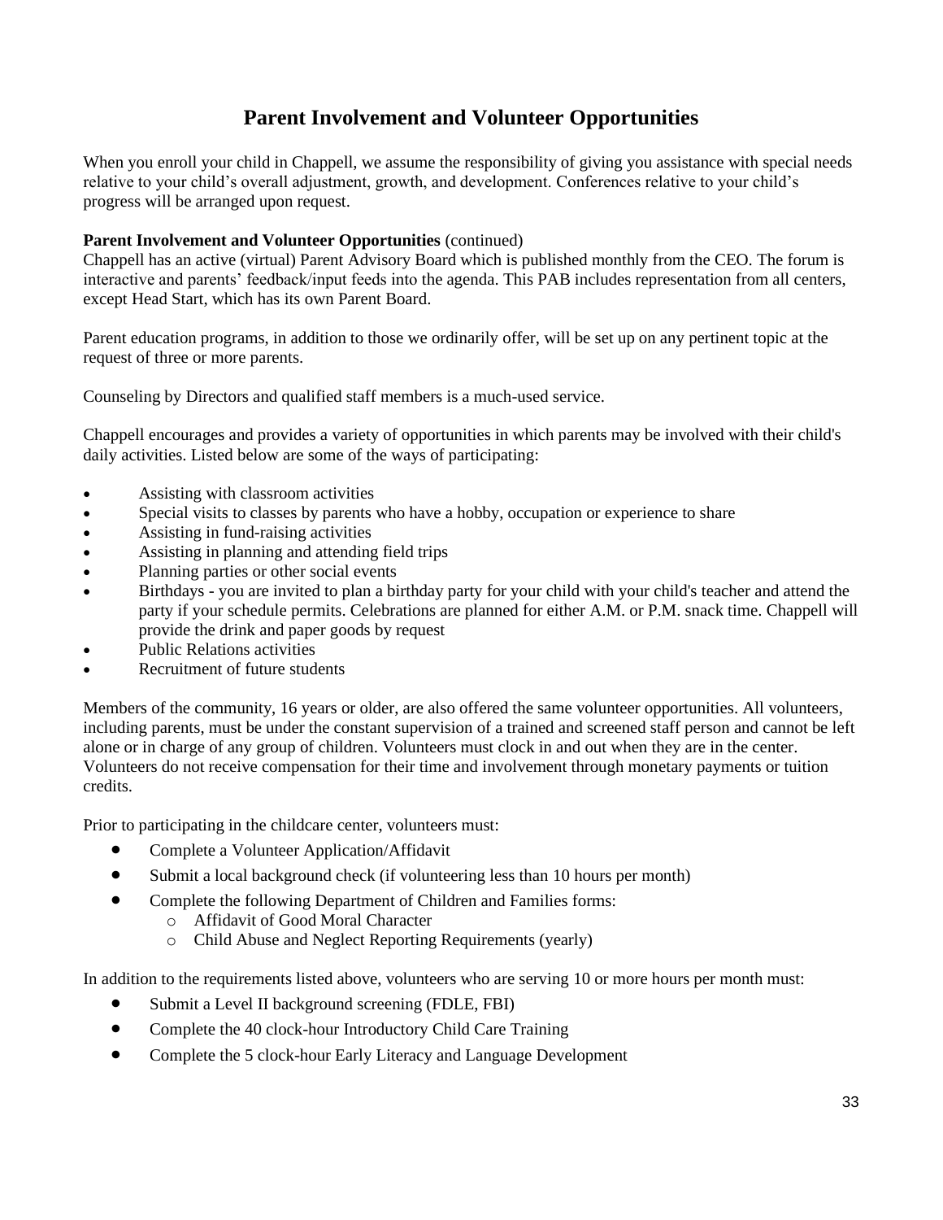# Parent Involvement and Volunteer Opportunities

When you enroll your child in Chappell, we assume the responsibility of giving you assistance with special needs relative to your child's overall adjustment, growth, and development. Conferences relative to your child's progress will be arranged upon request.

**Parent Involvement and Volunteer Opportunities** (continued)
Chappell has an active (virtual) Parent Advisory Board which is published monthly from the CEO. The forum is interactive and parents' feedback/input feeds into the agenda. This PAB includes representation from all centers, except Head Start, which has its own Parent Board.

Parent education programs, in addition to those we ordinarily offer, will be set up on any pertinent topic at the request of three or more parents.

Counseling by Directors and qualified staff members is a much-used service.

Chappell encourages and provides a variety of opportunities in which parents may be involved with their child's daily activities. Listed below are some of the ways of participating:

- Assisting with classroom activities
- Special visits to classes by parents who have a hobby, occupation or experience to share
- Assisting in fund-raising activities
- Assisting in planning and attending field trips
- Planning parties or other social events
- Birthdays - you are invited to plan a birthday party for your child with your child's teacher and attend the party if your schedule permits. Celebrations are planned for either A.M. or P.M. snack time. Chappell will provide the drink and paper goods by request
- Public Relations activities
- Recruitment of future students

Members of the community, 16 years or older, are also offered the same volunteer opportunities. All volunteers, including parents, must be under the constant supervision of a trained and screened staff person and cannot be left alone or in charge of any group of children. Volunteers must clock in and out when they are in the center. Volunteers do not receive compensation for their time and involvement through monetary payments or tuition credits.

Prior to participating in the childcare center, volunteers must:

- Complete a Volunteer Application/Affidavit
- Submit a local background check (if volunteering less than 10 hours per month)
- Complete the following Department of Children and Families forms:
  - Affidavit of Good Moral Character
  - Child Abuse and Neglect Reporting Requirements (yearly)

In addition to the requirements listed above, volunteers who are serving 10 or more hours per month must:

- Submit a Level II background screening (FDLE, FBI)
- Complete the 40 clock-hour Introductory Child Care Training
- Complete the 5 clock-hour Early Literacy and Language Development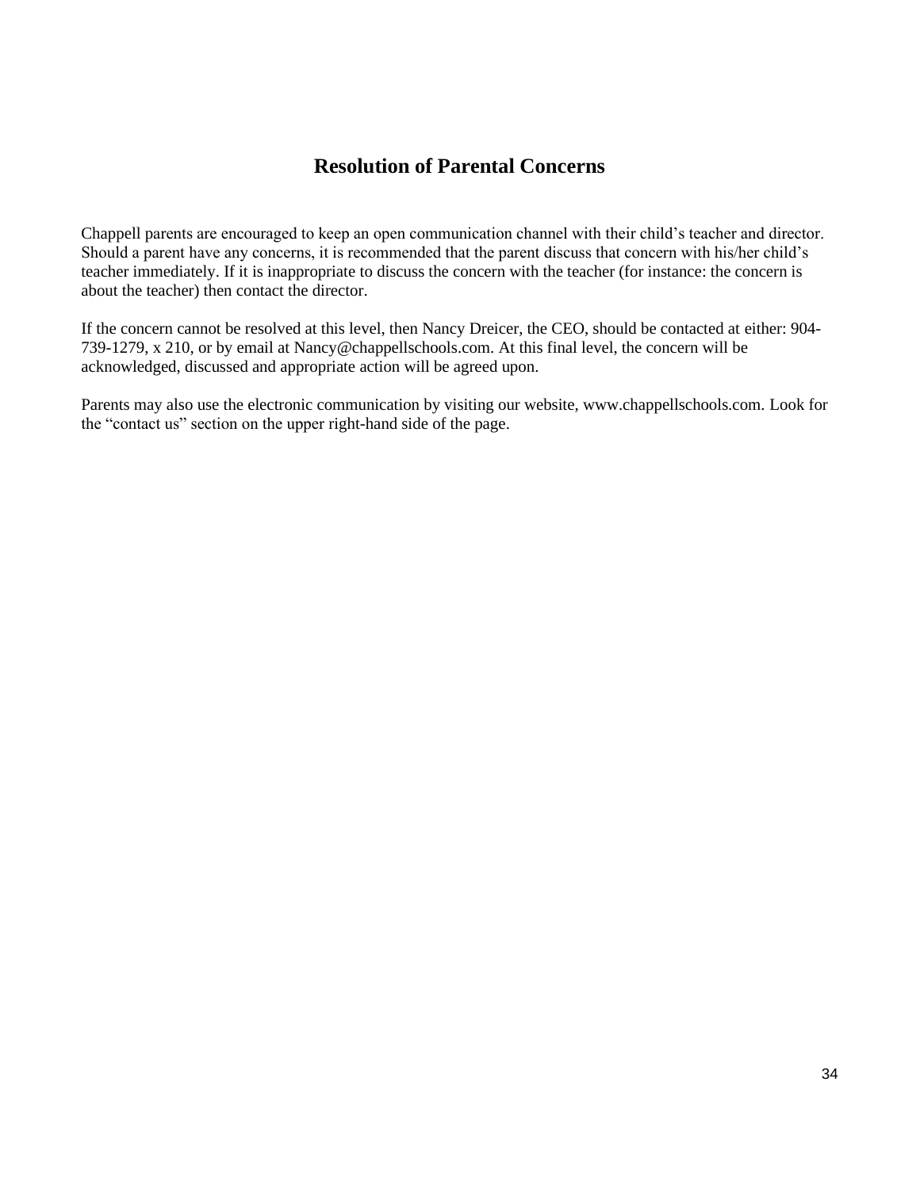# Resolution of Parental Concerns

Chappell parents are encouraged to keep an open communication channel with their child's teacher and director. Should a parent have any concerns, it is recommended that the parent discuss that concern with his/her child's teacher immediately. If it is inappropriate to discuss the concern with the teacher (for instance: the concern is about the teacher) then contact the director.

If the concern cannot be resolved at this level, then Nancy Dreicer, the CEO, should be contacted at either: 904-739-1279, x 210, or by email at Nancy@chappellschools.com. At this final level, the concern will be acknowledged, discussed and appropriate action will be agreed upon.

Parents may also use the electronic communication by visiting our website, www.chappellschools.com. Look for the "contact us" section on the upper right-hand side of the page.